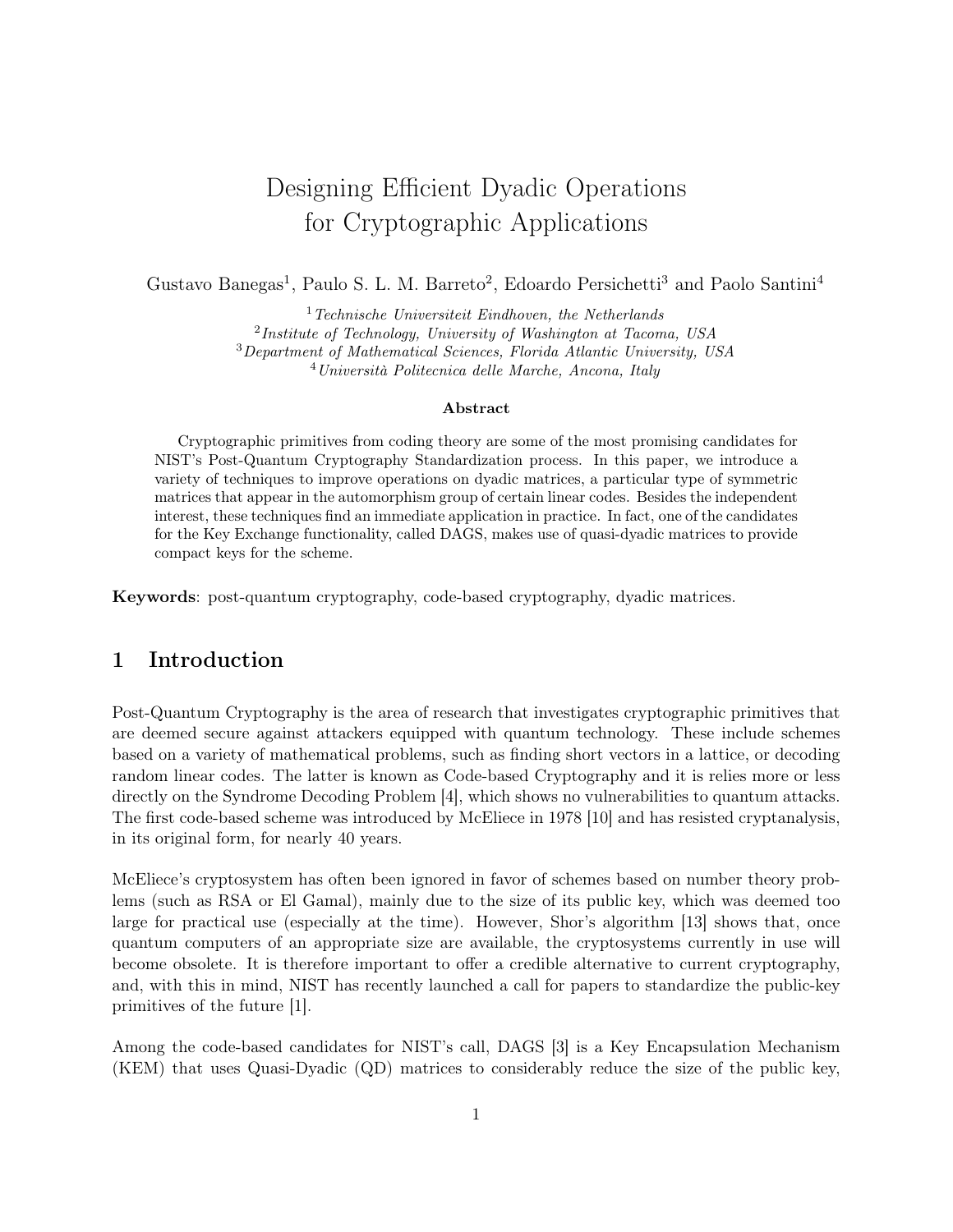# Designing Efficient Dyadic Operations for Cryptographic Applications

Gustavo Banegas[1], Paulo S. L. M. Barreto[2], Edoardo Persichetti[3] and Paolo Santini[4]

[1] *Technische Universiteit Eindhoven, the Netherlands*
[2] *Institute of Technology, University of Washington at Tacoma, USA*
[3] *Department of Mathematical Sciences, Florida Atlantic University, USA*
[4] *Università Politecnica delle Marche, Ancona, Italy*

**Abstract**

Cryptographic primitives from coding theory are some of the most promising candidates for NIST's Post-Quantum Cryptography Standardization process. In this paper, we introduce a variety of techniques to improve operations on dyadic matrices, a particular type of symmetric matrices that appear in the automorphism group of certain linear codes. Besides the independent interest, these techniques find an immediate application in practice. In fact, one of the candidates for the Key Exchange functionality, called DAGS, makes use of quasi-dyadic matrices to provide compact keys for the scheme.

**Keywords**: post-quantum cryptography, code-based cryptography, dyadic matrices.

## 1 Introduction

Post-Quantum Cryptography is the area of research that investigates cryptographic primitives that are deemed secure against attackers equipped with quantum technology. These include schemes based on a variety of mathematical problems, such as finding short vectors in a lattice, or decoding random linear codes. The latter is known as Code-based Cryptography and it is relies more or less directly on the Syndrome Decoding Problem [4], which shows no vulnerabilities to quantum attacks. The first code-based scheme was introduced by McEliece in 1978 [10] and has resisted cryptanalysis, in its original form, for nearly 40 years.

McEliece's cryptosystem has often been ignored in favor of schemes based on number theory problems (such as RSA or El Gamal), mainly due to the size of its public key, which was deemed too large for practical use (especially at the time). However, Shor's algorithm [13] shows that, once quantum computers of an appropriate size are available, the cryptosystems currently in use will become obsolete. It is therefore important to offer a credible alternative to current cryptography, and, with this in mind, NIST has recently launched a call for papers to standardize the public-key primitives of the future [1].

Among the code-based candidates for NIST's call, DAGS [3] is a Key Encapsulation Mechanism (KEM) that uses Quasi-Dyadic (QD) matrices to considerably reduce the size of the public key,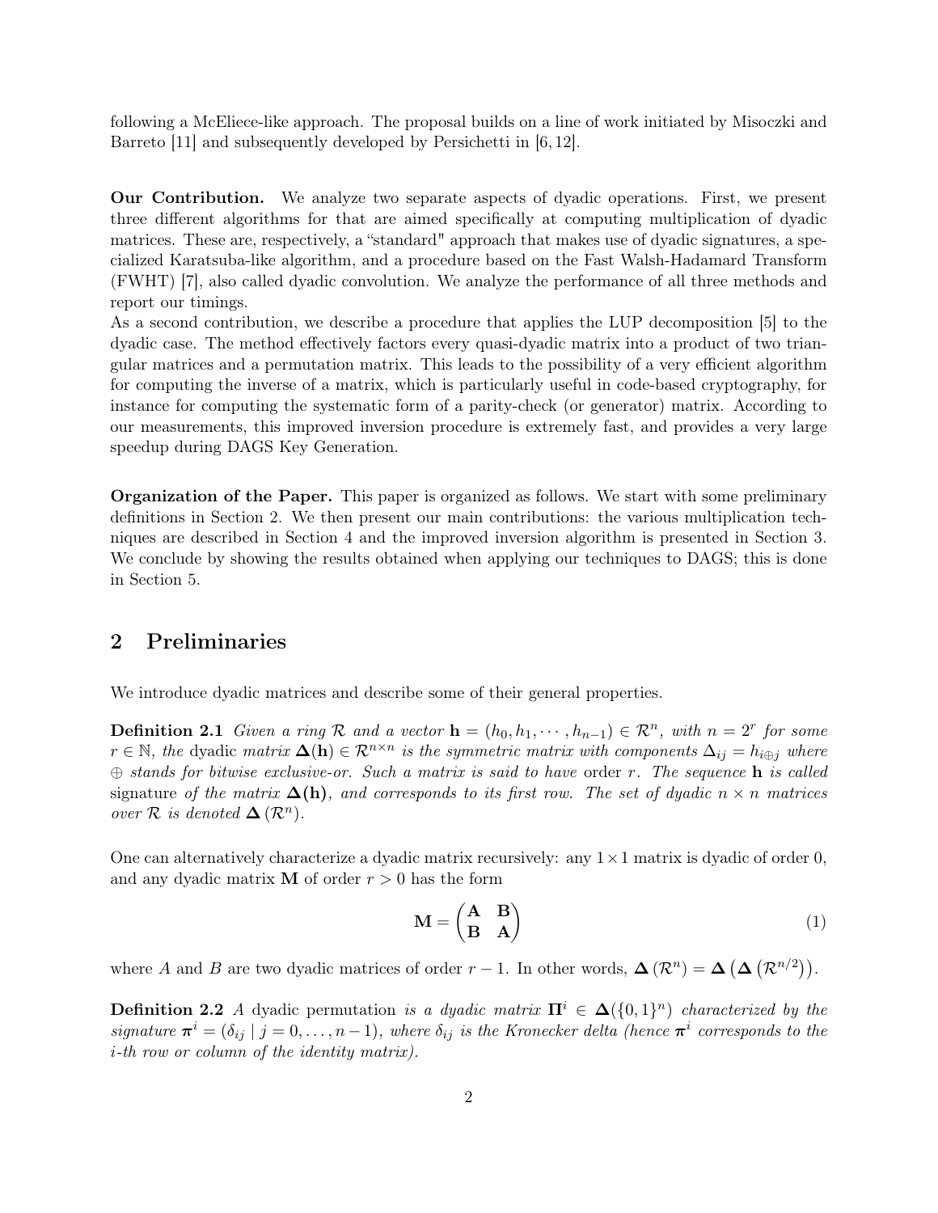following a McEliece-like approach. The proposal builds on a line of work initiated by Misoczki and Barreto [11] and subsequently developed by Persichetti in [6, 12].

**Our Contribution.** We analyze two separate aspects of dyadic operations. First, we present three different algorithms for that are aimed specifically at computing multiplication of dyadic matrices. These are, respectively, a "standard" approach that makes use of dyadic signatures, a specialized Karatsuba-like algorithm, and a procedure based on the Fast Walsh-Hadamard Transform (FWHT) [7], also called dyadic convolution. We analyze the performance of all three methods and report our timings.
As a second contribution, we describe a procedure that applies the LUP decomposition [5] to the dyadic case. The method effectively factors every quasi-dyadic matrix into a product of two triangular matrices and a permutation matrix. This leads to the possibility of a very efficient algorithm for computing the inverse of a matrix, which is particularly useful in code-based cryptography, for instance for computing the systematic form of a parity-check (or generator) matrix. According to our measurements, this improved inversion procedure is extremely fast, and provides a very large speedup during DAGS Key Generation.

**Organization of the Paper.** This paper is organized as follows. We start with some preliminary definitions in Section 2. We then present our main contributions: the various multiplication techniques are described in Section 4 and the improved inversion algorithm is presented in Section 3. We conclude by showing the results obtained when applying our techniques to DAGS; this is done in Section 5.

## 2 Preliminaries

We introduce dyadic matrices and describe some of their general properties.

**Definition 2.1** *Given a ring $\mathcal{R}$ and a vector $\mathbf{h} = (h_0, h_1, \cdots, h_{n-1}) \in \mathcal{R}^n$, with $n = 2^r$ for some $r \in \mathbb{N}$, the* dyadic *matrix $\boldsymbol{\Delta}(\mathbf{h}) \in \mathcal{R}^{n\times n}$ is the symmetric matrix with components $\Delta_{ij} = h_{i\oplus j}$ where $\oplus$ stands for bitwise exclusive-or. Such a matrix is said to have* order *$r$. The sequence $\mathbf{h}$ is called* signature *of the matrix $\boldsymbol{\Delta}(\mathbf{h})$, and corresponds to its first row. The set of dyadic $n \times n$ matrices over $\mathcal{R}$ is denoted $\boldsymbol{\Delta}(\mathcal{R}^n)$.*

One can alternatively characterize a dyadic matrix recursively: any $1\times 1$ matrix is dyadic of order 0, and any dyadic matrix $\mathbf{M}$ of order $r > 0$ has the form

$$\mathbf{M} = \begin{pmatrix} \mathbf{A} & \mathbf{B} \\ \mathbf{B} & \mathbf{A} \end{pmatrix} \tag{1}$$

where $A$ and $B$ are two dyadic matrices of order $r - 1$. In other words, $\boldsymbol{\Delta}(\mathcal{R}^n) = \boldsymbol{\Delta}\left(\boldsymbol{\Delta}\left(\mathcal{R}^{n/2}\right)\right)$.

**Definition 2.2** *A* dyadic permutation *is a dyadic matrix $\boldsymbol{\Pi}^i \in \boldsymbol{\Delta}(\{0,1\}^n)$ characterized by the signature $\boldsymbol{\pi}^i = (\delta_{ij} \mid j = 0, \ldots, n-1)$, where $\delta_{ij}$ is the Kronecker delta (hence $\boldsymbol{\pi}^i$ corresponds to the $i$-th row or column of the identity matrix).*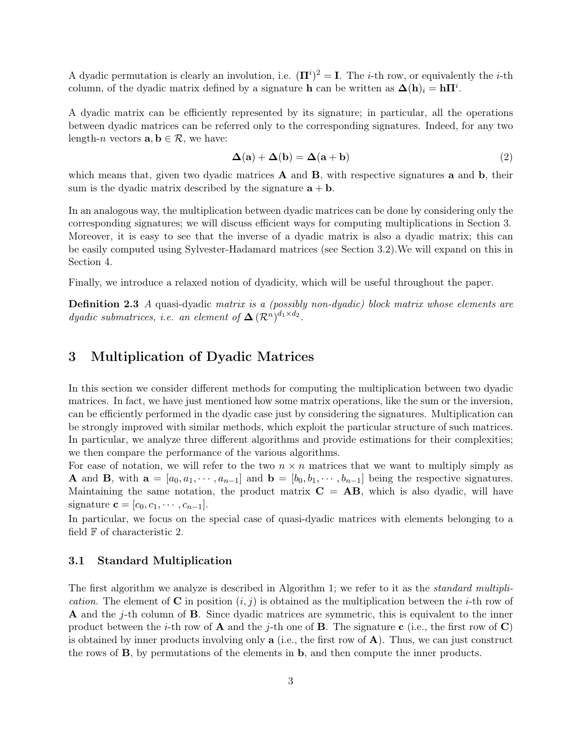A dyadic permutation is clearly an involution, i.e. $(\mathbf{\Pi}^i)^2 = \mathbf{I}$. The $i$-th row, or equivalently the $i$-th column, of the dyadic matrix defined by a signature $\mathbf{h}$ can be written as $\mathbf{\Delta}(\mathbf{h})_i = \mathbf{h}\mathbf{\Pi}^i$.

A dyadic matrix can be efficiently represented by its signature; in particular, all the operations between dyadic matrices can be referred only to the corresponding signatures. Indeed, for any two length-$n$ vectors $\mathbf{a}, \mathbf{b} \in \mathcal{R}$, we have:

$$\mathbf{\Delta}(\mathbf{a}) + \mathbf{\Delta}(\mathbf{b}) = \mathbf{\Delta}(\mathbf{a} + \mathbf{b}) \tag{2}$$

which means that, given two dyadic matrices $\mathbf{A}$ and $\mathbf{B}$, with respective signatures $\mathbf{a}$ and $\mathbf{b}$, their sum is the dyadic matrix described by the signature $\mathbf{a} + \mathbf{b}$.

In an analogous way, the multiplication between dyadic matrices can be done by considering only the corresponding signatures; we will discuss efficient ways for computing multiplications in Section 3. Moreover, it is easy to see that the inverse of a dyadic matrix is also a dyadic matrix; this can be easily computed using Sylvester-Hadamard matrices (see Section 3.2).We will expand on this in Section 4.

Finally, we introduce a relaxed notion of dyadicity, which will be useful throughout the paper.

**Definition 2.3** *A* quasi-dyadic *matrix is a (possibly non-dyadic) block matrix whose elements are dyadic submatrices, i.e. an element of* $\mathbf{\Delta}(\mathcal{R}^n)^{d_1 \times d_2}$.

## 3 Multiplication of Dyadic Matrices

In this section we consider different methods for computing the multiplication between two dyadic matrices. In fact, we have just mentioned how some matrix operations, like the sum or the inversion, can be efficiently performed in the dyadic case just by considering the signatures. Multiplication can be strongly improved with similar methods, which exploit the particular structure of such matrices. In particular, we analyze three different algorithms and provide estimations for their complexities; we then compare the performance of the various algorithms.

For ease of notation, we will refer to the two $n \times n$ matrices that we want to multiply simply as $\mathbf{A}$ and $\mathbf{B}$, with $\mathbf{a} = [a_0, a_1, \cdots, a_{n-1}]$ and $\mathbf{b} = [b_0, b_1, \cdots, b_{n-1}]$ being the respective signatures. Maintaining the same notation, the product matrix $\mathbf{C} = \mathbf{AB}$, which is also dyadic, will have signature $\mathbf{c} = [c_0, c_1, \cdots, c_{n-1}]$.

In particular, we focus on the special case of quasi-dyadic matrices with elements belonging to a field $\mathbb{F}$ of characteristic 2.

### 3.1 Standard Multiplication

The first algorithm we analyze is described in Algorithm 1; we refer to it as the *standard multiplication*. The element of $\mathbf{C}$ in position $(i, j)$ is obtained as the multiplication between the $i$-th row of $\mathbf{A}$ and the $j$-th column of $\mathbf{B}$. Since dyadic matrices are symmetric, this is equivalent to the inner product between the $i$-th row of $\mathbf{A}$ and the $j$-th one of $\mathbf{B}$. The signature $\mathbf{c}$ (i.e., the first row of $\mathbf{C}$) is obtained by inner products involving only $\mathbf{a}$ (i.e., the first row of $\mathbf{A}$). Thus, we can just construct the rows of $\mathbf{B}$, by permutations of the elements in $\mathbf{b}$, and then compute the inner products.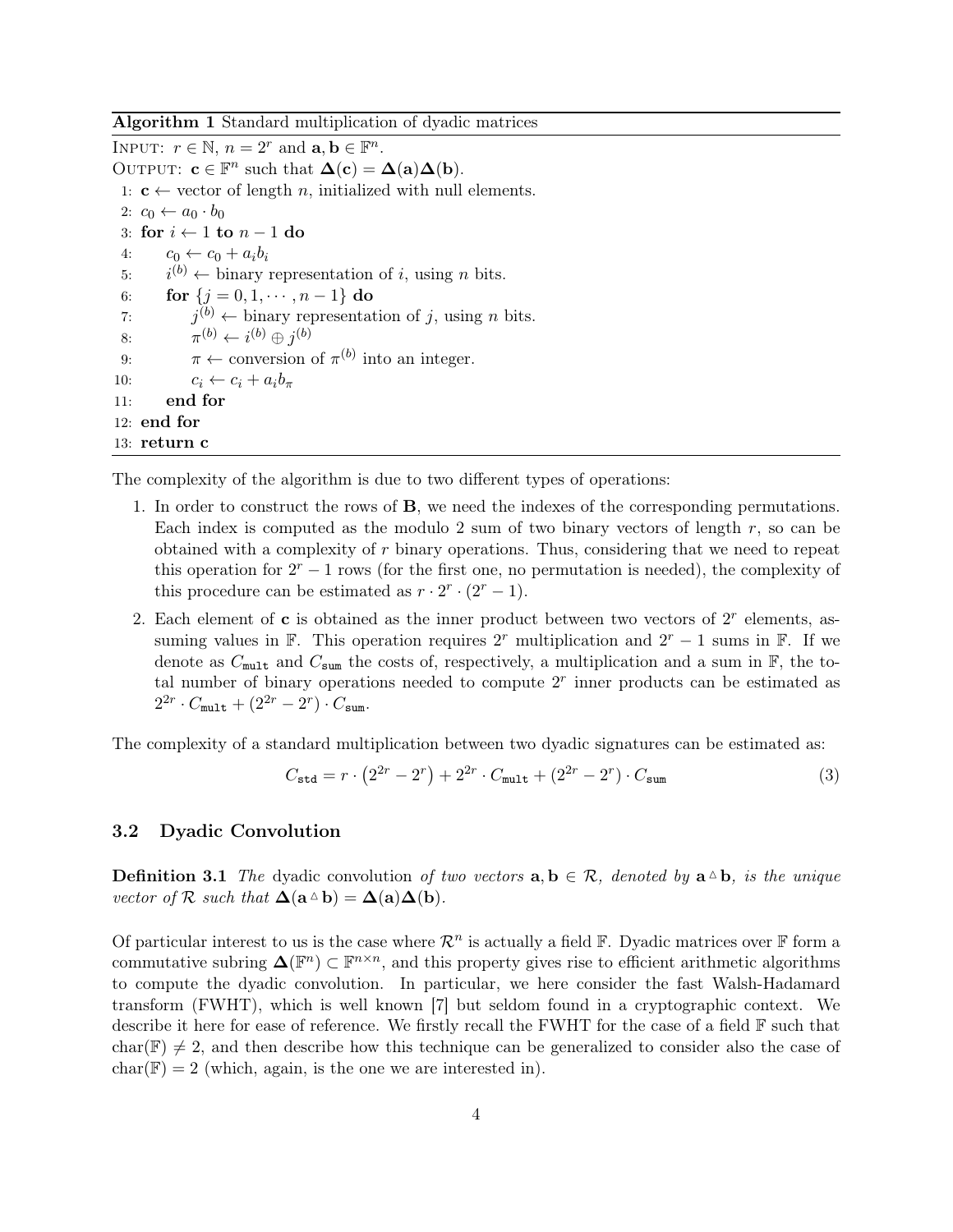**Algorithm 1** Standard multiplication of dyadic matrices

```
INPUT:  r ∈ ℕ, n = 2^r and a, b ∈ 𝔽^n.
OUTPUT: c ∈ 𝔽^n such that Δ(c) = Δ(a)Δ(b).
 1: c ← vector of length n, initialized with null elements.
 2: c_0 ← a_0 · b_0
 3: for i ← 1 to n − 1 do
 4:     c_0 ← c_0 + a_i b_i
 5:     i^(b) ← binary representation of i, using n bits.
 6:     for {j = 0, 1, · · · , n − 1} do
 7:         j^(b) ← binary representation of j, using n bits.
 8:         π^(b) ← i^(b) ⊕ j^(b)
 9:         π ← conversion of π^(b) into an integer.
10:         c_i ← c_i + a_i b_π
11:     end for
12: end for
13: return c
```

The complexity of the algorithm is due to two different types of operations:

1. In order to construct the rows of $\mathbf{B}$, we need the indexes of the corresponding permutations. Each index is computed as the modulo 2 sum of two binary vectors of length $r$, so can be obtained with a complexity of $r$ binary operations. Thus, considering that we need to repeat this operation for $2^r - 1$ rows (for the first one, no permutation is needed), the complexity of this procedure can be estimated as $r \cdot 2^r \cdot (2^r - 1)$.
2. Each element of $\mathbf{c}$ is obtained as the inner product between two vectors of $2^r$ elements, assuming values in $\mathbb{F}$. This operation requires $2^r$ multiplication and $2^r - 1$ sums in $\mathbb{F}$. If we denote as $C_{\texttt{mult}}$ and $C_{\texttt{sum}}$ the costs of, respectively, a multiplication and a sum in $\mathbb{F}$, the total number of binary operations needed to compute $2^r$ inner products can be estimated as $2^{2r} \cdot C_{\texttt{mult}} + (2^{2r} - 2^r) \cdot C_{\texttt{sum}}$.

The complexity of a standard multiplication between two dyadic signatures can be estimated as:

$$C_{\texttt{std}} = r \cdot \left(2^{2r} - 2^r\right) + 2^{2r} \cdot C_{\texttt{mult}} + (2^{2r} - 2^r) \cdot C_{\texttt{sum}} \tag{3}$$

### 3.2 Dyadic Convolution

**Definition 3.1** *The* dyadic convolution *of two vectors $\mathbf{a}, \mathbf{b} \in \mathcal{R}$, denoted by $\mathbf{a} \vartriangle \mathbf{b}$, is the unique vector of $\mathcal{R}$ such that $\mathbf{\Delta}(\mathbf{a} \vartriangle \mathbf{b}) = \mathbf{\Delta}(\mathbf{a})\mathbf{\Delta}(\mathbf{b})$.*

Of particular interest to us is the case where $\mathcal{R}^n$ is actually a field $\mathbb{F}$. Dyadic matrices over $\mathbb{F}$ form a commutative subring $\mathbf{\Delta}(\mathbb{F}^n) \subset \mathbb{F}^{n \times n}$, and this property gives rise to efficient arithmetic algorithms to compute the dyadic convolution. In particular, we here consider the fast Walsh-Hadamard transform (FWHT), which is well known [7] but seldom found in a cryptographic context. We describe it here for ease of reference. We firstly recall the FWHT for the case of a field $\mathbb{F}$ such that $\mathrm{char}(\mathbb{F}) \neq 2$, and then describe how this technique can be generalized to consider also the case of $\mathrm{char}(\mathbb{F}) = 2$ (which, again, is the one we are interested in).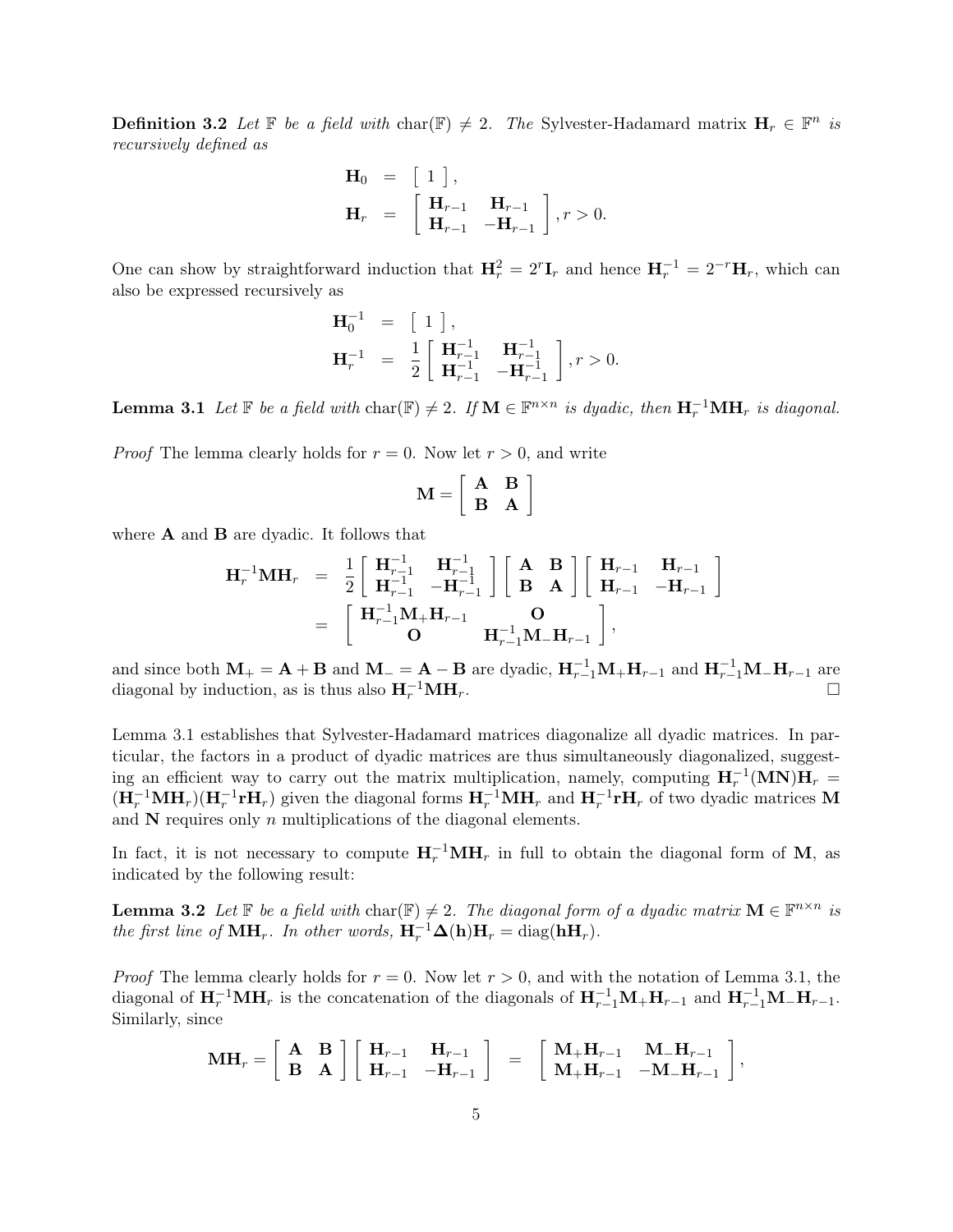**Definition 3.2** *Let $\mathbb{F}$ be a field with* $\text{char}(\mathbb{F}) \neq 2$. *The* Sylvester-Hadamard matrix $\mathbf{H}_r \in \mathbb{F}^n$ *is recursively defined as*

$$
\begin{aligned}
\mathbf{H}_0 &= \left[\begin{array}{c} 1 \end{array}\right], \\
\mathbf{H}_r &= \left[\begin{array}{cc} \mathbf{H}_{r-1} & \mathbf{H}_{r-1} \\ \mathbf{H}_{r-1} & -\mathbf{H}_{r-1} \end{array}\right], r > 0.
\end{aligned}
$$

One can show by straightforward induction that $\mathbf{H}_r^2 = 2^r \mathbf{I}_r$ and hence $\mathbf{H}_r^{-1} = 2^{-r}\mathbf{H}_r$, which can also be expressed recursively as

$$
\begin{aligned}
\mathbf{H}_0^{-1} &= \left[\begin{array}{c} 1 \end{array}\right], \\
\mathbf{H}_r^{-1} &= \frac{1}{2}\left[\begin{array}{cc} \mathbf{H}_{r-1}^{-1} & \mathbf{H}_{r-1}^{-1} \\ \mathbf{H}_{r-1}^{-1} & -\mathbf{H}_{r-1}^{-1} \end{array}\right], r > 0.
\end{aligned}
$$

**Lemma 3.1** *Let $\mathbb{F}$ be a field with* $\text{char}(\mathbb{F}) \neq 2$. *If $\mathbf{M} \in \mathbb{F}^{n\times n}$ is dyadic, then $\mathbf{H}_r^{-1}\mathbf{M}\mathbf{H}_r$ is diagonal.*

*Proof* The lemma clearly holds for $r = 0$. Now let $r > 0$, and write

$$
\mathbf{M} = \left[\begin{array}{cc} \mathbf{A} & \mathbf{B} \\ \mathbf{B} & \mathbf{A} \end{array}\right]
$$

where $\mathbf{A}$ and $\mathbf{B}$ are dyadic. It follows that

$$
\begin{aligned}
\mathbf{H}_r^{-1}\mathbf{M}\mathbf{H}_r &= \frac{1}{2}\left[\begin{array}{cc} \mathbf{H}_{r-1}^{-1} & \mathbf{H}_{r-1}^{-1} \\ \mathbf{H}_{r-1}^{-1} & -\mathbf{H}_{r-1}^{-1} \end{array}\right]\left[\begin{array}{cc} \mathbf{A} & \mathbf{B} \\ \mathbf{B} & \mathbf{A} \end{array}\right]\left[\begin{array}{cc} \mathbf{H}_{r-1} & \mathbf{H}_{r-1} \\ \mathbf{H}_{r-1} & -\mathbf{H}_{r-1} \end{array}\right] \\
&= \left[\begin{array}{cc} \mathbf{H}_{r-1}^{-1}\mathbf{M}_+\mathbf{H}_{r-1} & \mathbf{O} \\ \mathbf{O} & \mathbf{H}_{r-1}^{-1}\mathbf{M}_-\mathbf{H}_{r-1} \end{array}\right],
\end{aligned}
$$

and since both $\mathbf{M}_+ = \mathbf{A} + \mathbf{B}$ and $\mathbf{M}_- = \mathbf{A} - \mathbf{B}$ are dyadic, $\mathbf{H}_{r-1}^{-1}\mathbf{M}_+\mathbf{H}_{r-1}$ and $\mathbf{H}_{r-1}^{-1}\mathbf{M}_-\mathbf{H}_{r-1}$ are diagonal by induction, as is thus also $\mathbf{H}_r^{-1}\mathbf{M}\mathbf{H}_r$. □

Lemma 3.1 establishes that Sylvester-Hadamard matrices diagonalize all dyadic matrices. In particular, the factors in a product of dyadic matrices are thus simultaneously diagonalized, suggesting an efficient way to carry out the matrix multiplication, namely, computing $\mathbf{H}_r^{-1}(\mathbf{M}\mathbf{N})\mathbf{H}_r = (\mathbf{H}_r^{-1}\mathbf{M}\mathbf{H}_r)(\mathbf{H}_r^{-1}\mathbf{r}\mathbf{H}_r)$ given the diagonal forms $\mathbf{H}_r^{-1}\mathbf{M}\mathbf{H}_r$ and $\mathbf{H}_r^{-1}\mathbf{r}\mathbf{H}_r$ of two dyadic matrices $\mathbf{M}$ and $\mathbf{N}$ requires only $n$ multiplications of the diagonal elements.

In fact, it is not necessary to compute $\mathbf{H}_r^{-1}\mathbf{M}\mathbf{H}_r$ in full to obtain the diagonal form of $\mathbf{M}$, as indicated by the following result:

**Lemma 3.2** *Let $\mathbb{F}$ be a field with* $\text{char}(\mathbb{F}) \neq 2$. *The diagonal form of a dyadic matrix $\mathbf{M} \in \mathbb{F}^{n\times n}$ is the first line of $\mathbf{M}\mathbf{H}_r$. In other words, $\mathbf{H}_r^{-1}\mathbf{\Delta}(\mathbf{h})\mathbf{H}_r = \text{diag}(\mathbf{h}\mathbf{H}_r)$.*

*Proof* The lemma clearly holds for $r = 0$. Now let $r > 0$, and with the notation of Lemma 3.1, the diagonal of $\mathbf{H}_r^{-1}\mathbf{M}\mathbf{H}_r$ is the concatenation of the diagonals of $\mathbf{H}_{r-1}^{-1}\mathbf{M}_+\mathbf{H}_{r-1}$ and $\mathbf{H}_{r-1}^{-1}\mathbf{M}_-\mathbf{H}_{r-1}$. Similarly, since

$$
\mathbf{M}\mathbf{H}_r = \left[\begin{array}{cc} \mathbf{A} & \mathbf{B} \\ \mathbf{B} & \mathbf{A} \end{array}\right]\left[\begin{array}{cc} \mathbf{H}_{r-1} & \mathbf{H}_{r-1} \\ \mathbf{H}_{r-1} & -\mathbf{H}_{r-1} \end{array}\right] = \left[\begin{array}{cc} \mathbf{M}_+\mathbf{H}_{r-1} & \mathbf{M}_-\mathbf{H}_{r-1} \\ \mathbf{M}_+\mathbf{H}_{r-1} & -\mathbf{M}_-\mathbf{H}_{r-1} \end{array}\right],
$$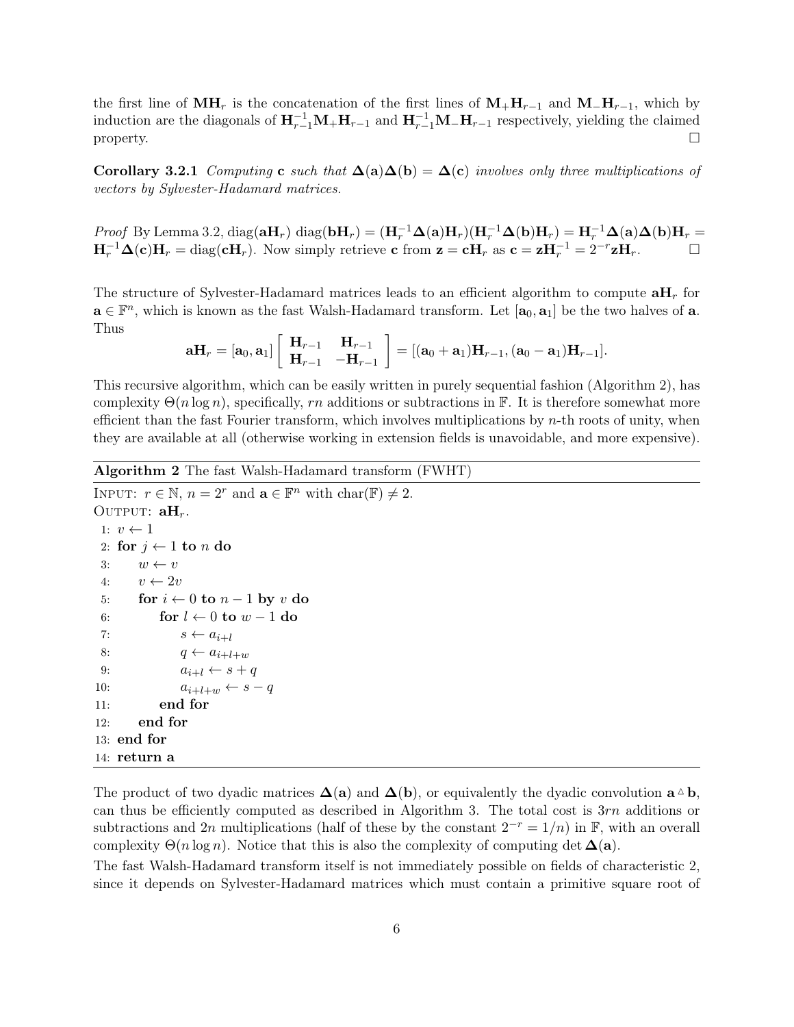the first line of $\mathbf{MH}_r$ is the concatenation of the first lines of $\mathbf{M}_+\mathbf{H}_{r-1}$ and $\mathbf{M}_-\mathbf{H}_{r-1}$, which by induction are the diagonals of $\mathbf{H}_{r-1}^{-1}\mathbf{M}_+\mathbf{H}_{r-1}$ and $\mathbf{H}_{r-1}^{-1}\mathbf{M}_-\mathbf{H}_{r-1}$ respectively, yielding the claimed property. □

**Corollary 3.2.1** *Computing* $\mathbf{c}$ *such that* $\mathbf{\Delta}(\mathbf{a})\mathbf{\Delta}(\mathbf{b}) = \mathbf{\Delta}(\mathbf{c})$ *involves only three multiplications of vectors by Sylvester-Hadamard matrices.*

*Proof* By Lemma 3.2, $\mathrm{diag}(\mathbf{aH}_r)\ \mathrm{diag}(\mathbf{bH}_r) = (\mathbf{H}_r^{-1}\mathbf{\Delta}(\mathbf{a})\mathbf{H}_r)(\mathbf{H}_r^{-1}\mathbf{\Delta}(\mathbf{b})\mathbf{H}_r) = \mathbf{H}_r^{-1}\mathbf{\Delta}(\mathbf{a})\mathbf{\Delta}(\mathbf{b})\mathbf{H}_r = \mathbf{H}_r^{-1}\mathbf{\Delta}(\mathbf{c})\mathbf{H}_r = \mathrm{diag}(\mathbf{cH}_r)$. Now simply retrieve $\mathbf{c}$ from $\mathbf{z} = \mathbf{cH}_r$ as $\mathbf{c} = \mathbf{zH}_r^{-1} = 2^{-r}\mathbf{zH}_r$. □

The structure of Sylvester-Hadamard matrices leads to an efficient algorithm to compute $\mathbf{aH}_r$ for $\mathbf{a} \in \mathbb{F}^n$, which is known as the fast Walsh-Hadamard transform. Let $[\mathbf{a}_0, \mathbf{a}_1]$ be the two halves of $\mathbf{a}$. Thus

$$\mathbf{aH}_r = [\mathbf{a}_0, \mathbf{a}_1]\begin{bmatrix} \mathbf{H}_{r-1} & \mathbf{H}_{r-1} \\ \mathbf{H}_{r-1} & -\mathbf{H}_{r-1} \end{bmatrix} = [(\mathbf{a}_0 + \mathbf{a}_1)\mathbf{H}_{r-1}, (\mathbf{a}_0 - \mathbf{a}_1)\mathbf{H}_{r-1}].$$

This recursive algorithm, which can be easily written in purely sequential fashion (Algorithm 2), has complexity $\Theta(n \log n)$, specifically, $rn$ additions or subtractions in $\mathbb{F}$. It is therefore somewhat more efficient than the fast Fourier transform, which involves multiplications by $n$-th roots of unity, when they are available at all (otherwise working in extension fields is unavoidable, and more expensive).

**Algorithm 2** The fast Walsh-Hadamard transform (FWHT)

INPUT: $r \in \mathbb{N}$, $n = 2^r$ and $\mathbf{a} \in \mathbb{F}^n$ with $\mathrm{char}(\mathbb{F}) \neq 2$.
OUTPUT: $\mathbf{aH}_r$.

```
 1: v ← 1
 2: for j ← 1 to n do
 3:     w ← v
 4:     v ← 2v
 5:     for i ← 0 to n − 1 by v do
 6:         for l ← 0 to w − 1 do
 7:             s ← a_{i+l}
 8:             q ← a_{i+l+w}
 9:             a_{i+l} ← s + q
10:             a_{i+l+w} ← s − q
11:         end for
12:     end for
13: end for
14: return a
```

The product of two dyadic matrices $\mathbf{\Delta}(\mathbf{a})$ and $\mathbf{\Delta}(\mathbf{b})$, or equivalently the dyadic convolution $\mathbf{a} \vartriangle \mathbf{b}$, can thus be efficiently computed as described in Algorithm 3. The total cost is $3rn$ additions or subtractions and $2n$ multiplications (half of these by the constant $2^{-r} = 1/n$) in $\mathbb{F}$, with an overall complexity $\Theta(n \log n)$. Notice that this is also the complexity of computing $\det \mathbf{\Delta}(\mathbf{a})$.

The fast Walsh-Hadamard transform itself is not immediately possible on fields of characteristic 2, since it depends on Sylvester-Hadamard matrices which must contain a primitive square root of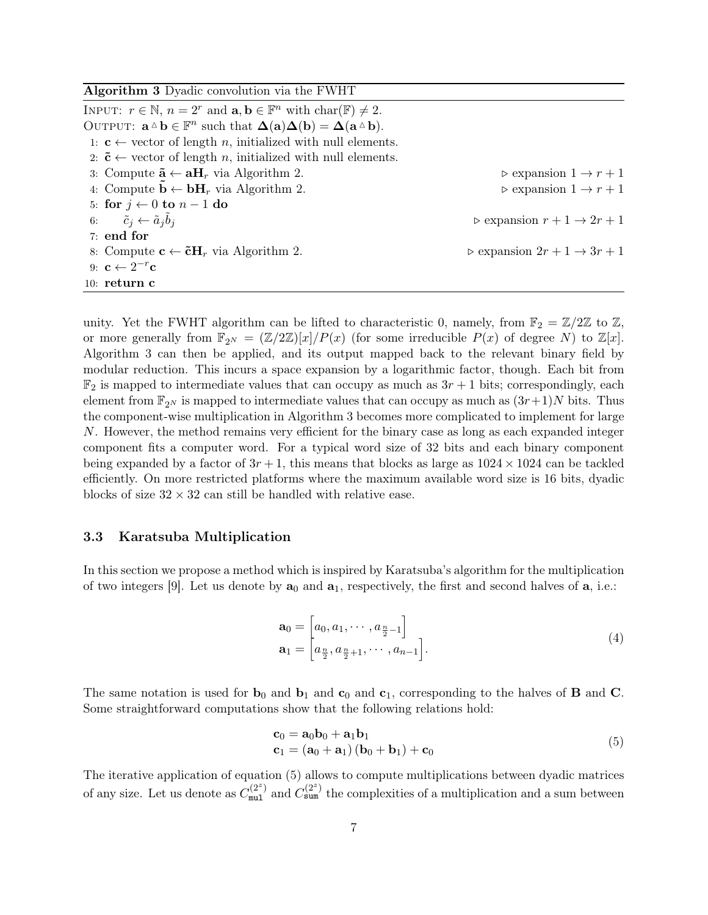**Algorithm 3** Dyadic convolution via the FWHT

```
INPUT: r ∈ ℕ, n = 2^r and a, b ∈ 𝔽^n with char(𝔽) ≠ 2.
OUTPUT: a △ b ∈ 𝔽^n such that Δ(a)Δ(b) = Δ(a △ b).
 1: c ← vector of length n, initialized with null elements.
 2: c̃ ← vector of length n, initialized with null elements.
 3: Compute ã ← aH_r via Algorithm 2.          ▷ expansion 1 → r + 1
 4: Compute b̃ ← bH_r via Algorithm 2.          ▷ expansion 1 → r + 1
 5: for j ← 0 to n − 1 do
 6:     c̃_j ← ã_j b̃_j                          ▷ expansion r + 1 → 2r + 1
 7: end for
 8: Compute c ← c̃H_r via Algorithm 2.          ▷ expansion 2r + 1 → 3r + 1
 9: c ← 2^{−r} c
10: return c
```

unity. Yet the FWHT algorithm can be lifted to characteristic 0, namely, from $\mathbb{F}_2 = \mathbb{Z}/2\mathbb{Z}$ to $\mathbb{Z}$, or more generally from $\mathbb{F}_{2^N} = (\mathbb{Z}/2\mathbb{Z})[x]/P(x)$ (for some irreducible $P(x)$ of degree $N$) to $\mathbb{Z}[x]$. Algorithm 3 can then be applied, and its output mapped back to the relevant binary field by modular reduction. This incurs a space expansion by a logarithmic factor, though. Each bit from $\mathbb{F}_2$ is mapped to intermediate values that can occupy as much as $3r+1$ bits; correspondingly, each element from $\mathbb{F}_{2^N}$ is mapped to intermediate values that can occupy as much as $(3r+1)N$ bits. Thus the component-wise multiplication in Algorithm 3 becomes more complicated to implement for large $N$. However, the method remains very efficient for the binary case as long as each expanded integer component fits a computer word. For a typical word size of 32 bits and each binary component being expanded by a factor of $3r+1$, this means that blocks as large as $1024 \times 1024$ can be tackled efficiently. On more restricted platforms where the maximum available word size is 16 bits, dyadic blocks of size $32 \times 32$ can still be handled with relative ease.

### 3.3 Karatsuba Multiplication

In this section we propose a method which is inspired by Karatsuba's algorithm for the multiplication of two integers [9]. Let us denote by $\mathbf{a}_0$ and $\mathbf{a}_1$, respectively, the first and second halves of $\mathbf{a}$, i.e.:

$$
\begin{aligned}
\mathbf{a}_0 &= \left[a_0, a_1, \cdots, a_{\frac{n}{2}-1}\right] \\
\mathbf{a}_1 &= \left[a_{\frac{n}{2}}, a_{\frac{n}{2}+1}, \cdots, a_{n-1}\right].
\end{aligned} \tag{4}
$$

The same notation is used for $\mathbf{b}_0$ and $\mathbf{b}_1$ and $\mathbf{c}_0$ and $\mathbf{c}_1$, corresponding to the halves of $\mathbf{B}$ and $\mathbf{C}$. Some straightforward computations show that the following relations hold:

$$
\begin{aligned}
\mathbf{c}_0 &= \mathbf{a}_0\mathbf{b}_0 + \mathbf{a}_1\mathbf{b}_1 \\
\mathbf{c}_1 &= (\mathbf{a}_0 + \mathbf{a}_1)(\mathbf{b}_0 + \mathbf{b}_1) + \mathbf{c}_0
\end{aligned} \tag{5}
$$

The iterative application of equation (5) allows to compute multiplications between dyadic matrices of any size. Let us denote as $C_{\mathtt{mul}}^{(2^z)}$ and $C_{\mathtt{sum}}^{(2^z)}$ the complexities of a multiplication and a sum between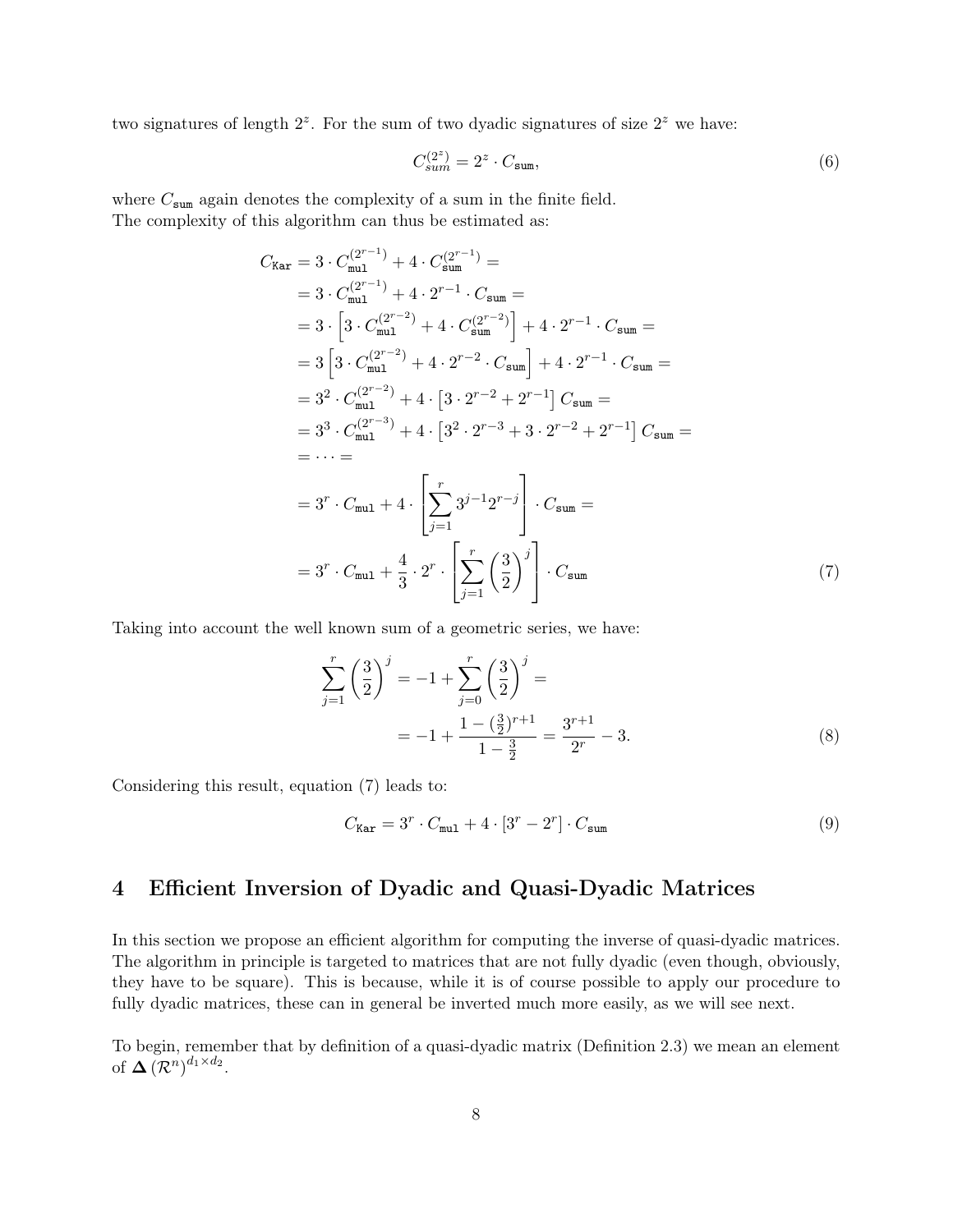two signatures of length $2^z$. For the sum of two dyadic signatures of size $2^z$ we have:

$$C_{sum}^{(2^z)} = 2^z \cdot C_{\texttt{sum}}, \tag{6}$$

where $C_{\texttt{sum}}$ again denotes the complexity of a sum in the finite field.
The complexity of this algorithm can thus be estimated as:

$$\begin{aligned}
C_{\texttt{Kar}} &= 3 \cdot C_{\texttt{mul}}^{(2^{r-1})} + 4 \cdot C_{\texttt{sum}}^{(2^{r-1})} = \\
&= 3 \cdot C_{\texttt{mul}}^{(2^{r-1})} + 4 \cdot 2^{r-1} \cdot C_{\texttt{sum}} = \\
&= 3 \cdot \left[ 3 \cdot C_{\texttt{mul}}^{(2^{r-2})} + 4 \cdot C_{\texttt{sum}}^{(2^{r-2})} \right] + 4 \cdot 2^{r-1} \cdot C_{\texttt{sum}} = \\
&= 3 \left[ 3 \cdot C_{\texttt{mul}}^{(2^{r-2})} + 4 \cdot 2^{r-2} \cdot C_{\texttt{sum}} \right] + 4 \cdot 2^{r-1} \cdot C_{\texttt{sum}} = \\
&= 3^2 \cdot C_{\texttt{mul}}^{(2^{r-2})} + 4 \cdot \left[ 3 \cdot 2^{r-2} + 2^{r-1} \right] C_{\texttt{sum}} = \\
&= 3^3 \cdot C_{\texttt{mul}}^{(2^{r-3})} + 4 \cdot \left[ 3^2 \cdot 2^{r-3} + 3 \cdot 2^{r-2} + 2^{r-1} \right] C_{\texttt{sum}} = \\
&= \cdots = \\
&= 3^r \cdot C_{\texttt{mul}} + 4 \cdot \left[ \sum_{j=1}^{r} 3^{j-1} 2^{r-j} \right] \cdot C_{\texttt{sum}} = \\
&= 3^r \cdot C_{\texttt{mul}} + \frac{4}{3} \cdot 2^r \cdot \left[ \sum_{j=1}^{r} \left( \frac{3}{2} \right)^j \right] \cdot C_{\texttt{sum}}
\end{aligned} \tag{7}$$

Taking into account the well known sum of a geometric series, we have:

$$\begin{aligned}
\sum_{j=1}^{r} \left( \frac{3}{2} \right)^j &= -1 + \sum_{j=0}^{r} \left( \frac{3}{2} \right)^j = \\
&= -1 + \frac{1 - (\frac{3}{2})^{r+1}}{1 - \frac{3}{2}} = \frac{3^{r+1}}{2^r} - 3.
\end{aligned} \tag{8}$$

Considering this result, equation (7) leads to:

$$C_{\texttt{Kar}} = 3^r \cdot C_{\texttt{mul}} + 4 \cdot [3^r - 2^r] \cdot C_{\texttt{sum}} \tag{9}$$

## 4 Efficient Inversion of Dyadic and Quasi-Dyadic Matrices

In this section we propose an efficient algorithm for computing the inverse of quasi-dyadic matrices. The algorithm in principle is targeted to matrices that are not fully dyadic (even though, obviously, they have to be square). This is because, while it is of course possible to apply our procedure to fully dyadic matrices, these can in general be inverted much more easily, as we will see next.

To begin, remember that by definition of a quasi-dyadic matrix (Definition 2.3) we mean an element of $\mathbf{\Delta}\left(\mathcal{R}^n\right)^{d_1 \times d_2}$.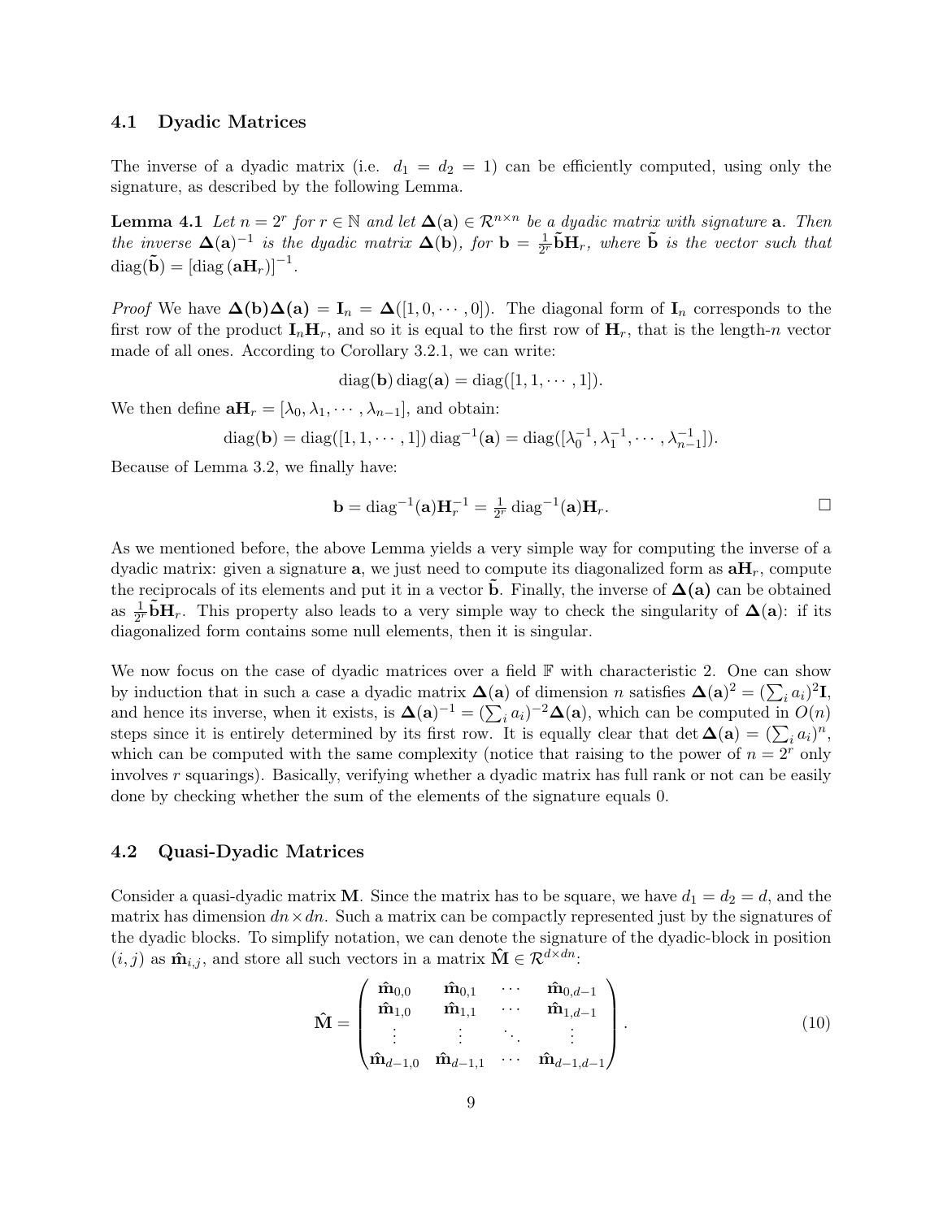### 4.1 Dyadic Matrices

The inverse of a dyadic matrix (i.e. $d_1 = d_2 = 1$) can be efficiently computed, using only the signature, as described by the following Lemma.

**Lemma 4.1** *Let $n = 2^r$ for $r \in \mathbb{N}$ and let $\mathbf{\Delta}(\mathbf{a}) \in \mathcal{R}^{n\times n}$ be a dyadic matrix with signature $\mathbf{a}$. Then the inverse $\mathbf{\Delta}(\mathbf{a})^{-1}$ is the dyadic matrix $\mathbf{\Delta}(\mathbf{b})$, for $\mathbf{b} = \frac{1}{2^r}\tilde{\mathbf{b}}\mathbf{H}_r$, where $\tilde{\mathbf{b}}$ is the vector such that $\mathrm{diag}(\tilde{\mathbf{b}}) = [\mathrm{diag}\,(\mathbf{a}\mathbf{H}_r)]^{-1}$.*

*Proof* We have $\mathbf{\Delta}(\mathbf{b})\mathbf{\Delta}(\mathbf{a}) = \mathbf{I}_n = \mathbf{\Delta}([1, 0, \cdots, 0])$. The diagonal form of $\mathbf{I}_n$ corresponds to the first row of the product $\mathbf{I}_n\mathbf{H}_r$, and so it is equal to the first row of $\mathbf{H}_r$, that is the length-$n$ vector made of all ones. According to Corollary 3.2.1, we can write:

$$\mathrm{diag}(\mathbf{b})\,\mathrm{diag}(\mathbf{a}) = \mathrm{diag}([1, 1, \cdots, 1]).$$

We then define $\mathbf{a}\mathbf{H}_r = [\lambda_0, \lambda_1, \cdots, \lambda_{n-1}]$, and obtain:

$$\mathrm{diag}(\mathbf{b}) = \mathrm{diag}([1, 1, \cdots, 1])\,\mathrm{diag}^{-1}(\mathbf{a}) = \mathrm{diag}([\lambda_0^{-1}, \lambda_1^{-1}, \cdots, \lambda_{n-1}^{-1}]).$$

Because of Lemma 3.2, we finally have:

$$\mathbf{b} = \mathrm{diag}^{-1}(\mathbf{a})\mathbf{H}_r^{-1} = \tfrac{1}{2^r}\,\mathrm{diag}^{-1}(\mathbf{a})\mathbf{H}_r. \qquad \square$$

As we mentioned before, the above Lemma yields a very simple way for computing the inverse of a dyadic matrix: given a signature $\mathbf{a}$, we just need to compute its diagonalized form as $\mathbf{a}\mathbf{H}_r$, compute the reciprocals of its elements and put it in a vector $\tilde{\mathbf{b}}$. Finally, the inverse of $\mathbf{\Delta}(\mathbf{a})$ can be obtained as $\frac{1}{2^r}\tilde{\mathbf{b}}\mathbf{H}_r$. This property also leads to a very simple way to check the singularity of $\mathbf{\Delta}(\mathbf{a})$: if its diagonalized form contains some null elements, then it is singular.

We now focus on the case of dyadic matrices over a field $\mathbb{F}$ with characteristic 2. One can show by induction that in such a case a dyadic matrix $\mathbf{\Delta}(\mathbf{a})$ of dimension $n$ satisfies $\mathbf{\Delta}(\mathbf{a})^2 = (\sum_i a_i)^2\mathbf{I}$, and hence its inverse, when it exists, is $\mathbf{\Delta}(\mathbf{a})^{-1} = (\sum_i a_i)^{-2}\mathbf{\Delta}(\mathbf{a})$, which can be computed in $O(n)$ steps since it is entirely determined by its first row. It is equally clear that $\det \mathbf{\Delta}(\mathbf{a}) = (\sum_i a_i)^n$, which can be computed with the same complexity (notice that raising to the power of $n = 2^r$ only involves $r$ squarings). Basically, verifying whether a dyadic matrix has full rank or not can be easily done by checking whether the sum of the elements of the signature equals 0.

### 4.2 Quasi-Dyadic Matrices

Consider a quasi-dyadic matrix $\mathbf{M}$. Since the matrix has to be square, we have $d_1 = d_2 = d$, and the matrix has dimension $dn \times dn$. Such a matrix can be compactly represented just by the signatures of the dyadic blocks. To simplify notation, we can denote the signature of the dyadic-block in position $(i, j)$ as $\hat{\mathbf{m}}_{i,j}$, and store all such vectors in a matrix $\hat{\mathbf{M}} \in \mathcal{R}^{d\times dn}$:

$$\hat{\mathbf{M}} = \begin{pmatrix} \hat{\mathbf{m}}_{0,0} & \hat{\mathbf{m}}_{0,1} & \cdots & \hat{\mathbf{m}}_{0,d-1} \\ \hat{\mathbf{m}}_{1,0} & \hat{\mathbf{m}}_{1,1} & \cdots & \hat{\mathbf{m}}_{1,d-1} \\ \vdots & \vdots & \ddots & \vdots \\ \hat{\mathbf{m}}_{d-1,0} & \hat{\mathbf{m}}_{d-1,1} & \cdots & \hat{\mathbf{m}}_{d-1,d-1} \end{pmatrix}. \tag{10}$$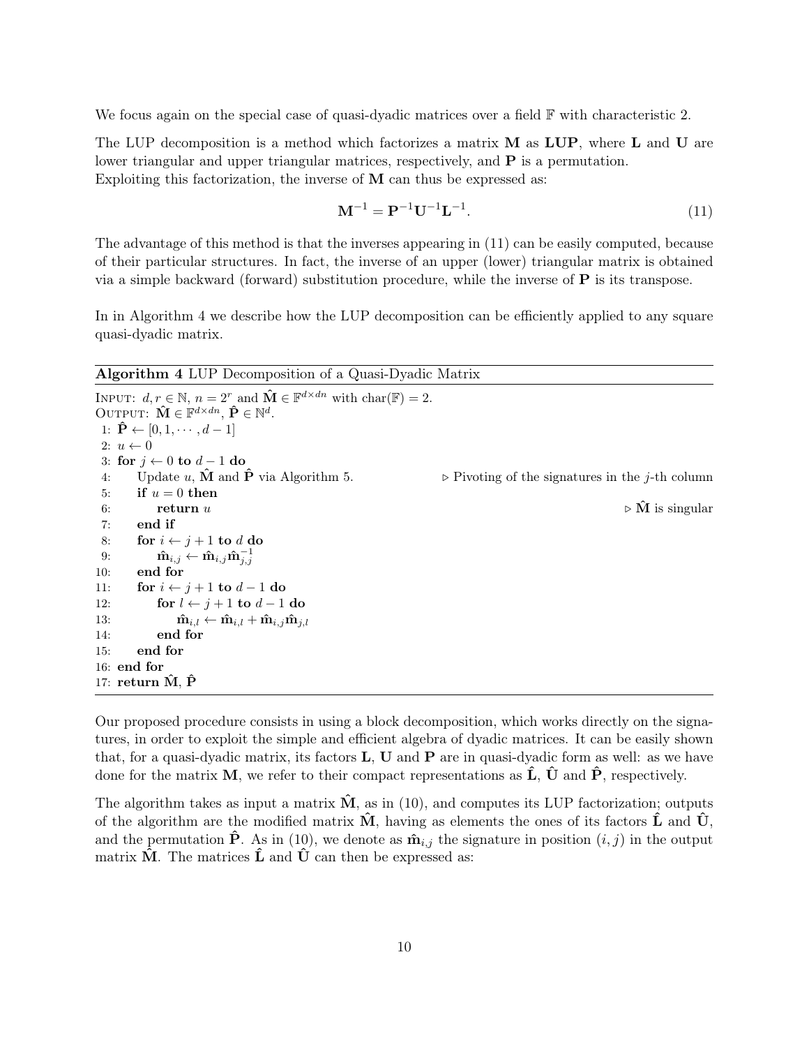We focus again on the special case of quasi-dyadic matrices over a field $\mathbb{F}$ with characteristic 2.

The LUP decomposition is a method which factorizes a matrix $\mathbf{M}$ as $\mathbf{LUP}$, where $\mathbf{L}$ and $\mathbf{U}$ are lower triangular and upper triangular matrices, respectively, and $\mathbf{P}$ is a permutation. Exploiting this factorization, the inverse of $\mathbf{M}$ can thus be expressed as:

$$\mathbf{M}^{-1} = \mathbf{P}^{-1}\mathbf{U}^{-1}\mathbf{L}^{-1}. \tag{11}$$

The advantage of this method is that the inverses appearing in (11) can be easily computed, because of their particular structures. In fact, the inverse of an upper (lower) triangular matrix is obtained via a simple backward (forward) substitution procedure, while the inverse of $\mathbf{P}$ is its transpose.

In in Algorithm 4 we describe how the LUP decomposition can be efficiently applied to any square quasi-dyadic matrix.

**Algorithm 4** LUP Decomposition of a Quasi-Dyadic Matrix

```
INPUT: d, r ∈ ℕ, n = 2^r and M̂ ∈ 𝔽^{d×dn} with char(𝔽) = 2.
OUTPUT: M̂ ∈ 𝔽^{d×dn}, P̂ ∈ ℕ^d.
 1: P̂ ← [0, 1, ··· , d − 1]
 2: u ← 0
 3: for j ← 0 to d − 1 do
 4:     Update u, M̂ and P̂ via Algorithm 5.        ▷ Pivoting of the signatures in the j-th column
 5:     if u = 0 then
 6:         return u                                 ▷ M̂ is singular
 7:     end if
 8:     for i ← j + 1 to d do
 9:         m̂_{i,j} ← m̂_{i,j} m̂_{j,j}^{-1}
10:     end for
11:     for i ← j + 1 to d − 1 do
12:         for l ← j + 1 to d − 1 do
13:             m̂_{i,l} ← m̂_{i,l} + m̂_{i,j} m̂_{j,l}
14:         end for
15:     end for
16: end for
17: return M̂, P̂
```

Our proposed procedure consists in using a block decomposition, which works directly on the signatures, in order to exploit the simple and efficient algebra of dyadic matrices. It can be easily shown that, for a quasi-dyadic matrix, its factors $\mathbf{L}$, $\mathbf{U}$ and $\mathbf{P}$ are in quasi-dyadic form as well: as we have done for the matrix $\mathbf{M}$, we refer to their compact representations as $\hat{\mathbf{L}}$, $\hat{\mathbf{U}}$ and $\hat{\mathbf{P}}$, respectively.

The algorithm takes as input a matrix $\hat{\mathbf{M}}$, as in (10), and computes its LUP factorization; outputs of the algorithm are the modified matrix $\hat{\mathbf{M}}$, having as elements the ones of its factors $\hat{\mathbf{L}}$ and $\hat{\mathbf{U}}$, and the permutation $\hat{\mathbf{P}}$. As in (10), we denote as $\hat{\mathbf{m}}_{i,j}$ the signature in position $(i, j)$ in the output matrix $\hat{\mathbf{M}}$. The matrices $\hat{\mathbf{L}}$ and $\hat{\mathbf{U}}$ can then be expressed as: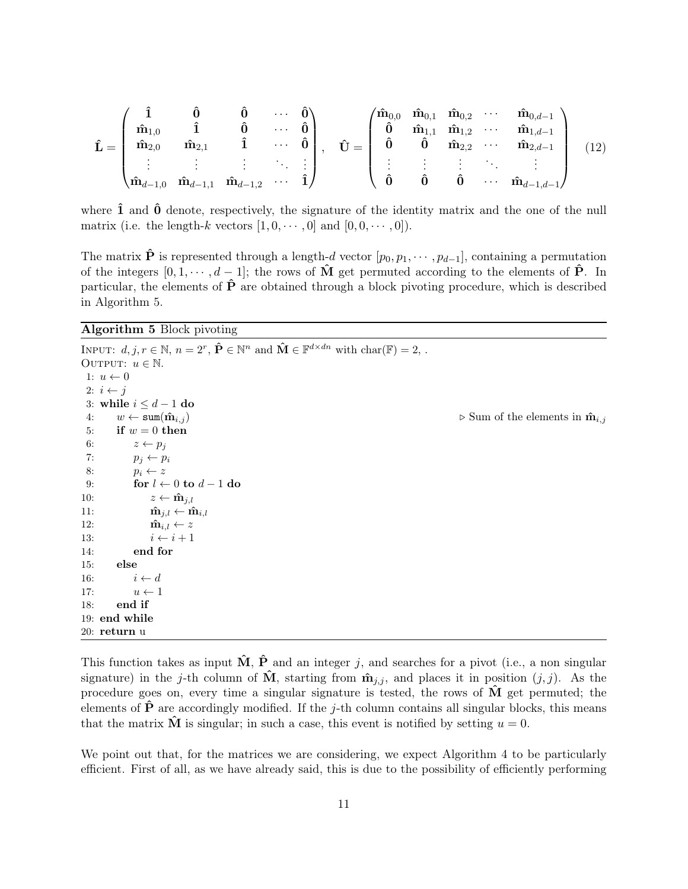$$
\hat{\mathbf{L}} = \begin{pmatrix} \hat{\mathbf{1}} & \hat{\mathbf{0}} & \hat{\mathbf{0}} & \cdots & \hat{\mathbf{0}} \\ \hat{\mathbf{m}}_{1,0} & \hat{\mathbf{1}} & \hat{\mathbf{0}} & \cdots & \hat{\mathbf{0}} \\ \hat{\mathbf{m}}_{2,0} & \hat{\mathbf{m}}_{2,1} & \hat{\mathbf{1}} & \cdots & \hat{\mathbf{0}} \\ \vdots & \vdots & \vdots & \ddots & \vdots \\ \hat{\mathbf{m}}_{d-1,0} & \hat{\mathbf{m}}_{d-1,1} & \hat{\mathbf{m}}_{d-1,2} & \cdots & \hat{\mathbf{1}} \end{pmatrix}, \quad \hat{\mathbf{U}} = \begin{pmatrix} \hat{\mathbf{m}}_{0,0} & \hat{\mathbf{m}}_{0,1} & \hat{\mathbf{m}}_{0,2} & \cdots & \hat{\mathbf{m}}_{0,d-1} \\ \hat{\mathbf{0}} & \hat{\mathbf{m}}_{1,1} & \hat{\mathbf{m}}_{1,2} & \cdots & \hat{\mathbf{m}}_{1,d-1} \\ \hat{\mathbf{0}} & \hat{\mathbf{0}} & \hat{\mathbf{m}}_{2,2} & \cdots & \hat{\mathbf{m}}_{2,d-1} \\ \vdots & \vdots & \vdots & \ddots & \vdots \\ \hat{\mathbf{0}} & \hat{\mathbf{0}} & \hat{\mathbf{0}} & \cdots & \hat{\mathbf{m}}_{d-1,d-1} \end{pmatrix} \tag{12}
$$

where $\hat{\mathbf{1}}$ and $\hat{\mathbf{0}}$ denote, respectively, the signature of the identity matrix and the one of the null matrix (i.e. the length-$k$ vectors $[1, 0, \cdots, 0]$ and $[0, 0, \cdots, 0]$).

The matrix $\hat{\mathbf{P}}$ is represented through a length-$d$ vector $[p_0, p_1, \cdots, p_{d-1}]$, containing a permutation of the integers $[0, 1, \cdots, d-1]$; the rows of $\hat{\mathbf{M}}$ get permuted according to the elements of $\hat{\mathbf{P}}$. In particular, the elements of $\hat{\mathbf{P}}$ are obtained through a block pivoting procedure, which is described in Algorithm 5.

**Algorithm 5** Block pivoting

```
INPUT: d, j, r ∈ ℕ, n = 2^r, P̂ ∈ ℕ^n and M̂ ∈ 𝔽^{d×dn} with char(𝔽) = 2, .
OUTPUT: u ∈ ℕ.
 1: u ← 0
 2: i ← j
 3: while i ≤ d − 1 do
 4:     w ← sum(m̂_{i,j})                          ▷ Sum of the elements in m̂_{i,j}
 5:     if w = 0 then
 6:         z ← p_j
 7:         p_j ← p_i
 8:         p_i ← z
 9:         for l ← 0 to d − 1 do
10:             z ← m̂_{j,l}
11:             m̂_{j,l} ← m̂_{i,l}
12:             m̂_{i,l} ← z
13:             i ← i + 1
14:         end for
15:     else
16:         i ← d
17:         u ← 1
18:     end if
19: end while
20: return u
```

This function takes as input $\hat{\mathbf{M}}$, $\hat{\mathbf{P}}$ and an integer $j$, and searches for a pivot (i.e., a non singular signature) in the $j$-th column of $\hat{\mathbf{M}}$, starting from $\hat{\mathbf{m}}_{j,j}$, and places it in position $(j, j)$. As the procedure goes on, every time a singular signature is tested, the rows of $\hat{\mathbf{M}}$ get permuted; the elements of $\hat{\mathbf{P}}$ are accordingly modified. If the $j$-th column contains all singular blocks, this means that the matrix $\hat{\mathbf{M}}$ is singular; in such a case, this event is notified by setting $u = 0$.

We point out that, for the matrices we are considering, we expect Algorithm 4 to be particularly efficient. First of all, as we have already said, this is due to the possibility of efficiently performing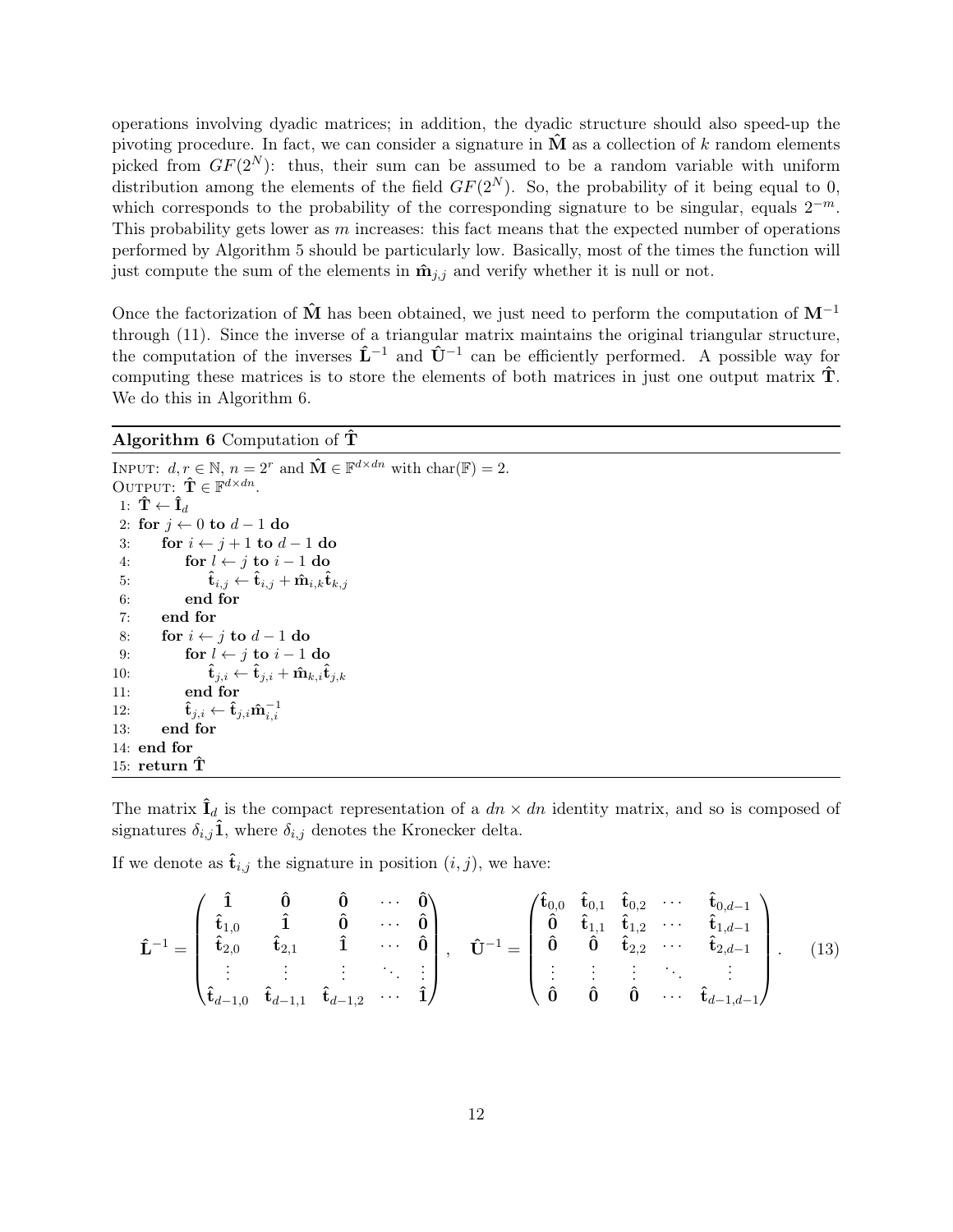operations involving dyadic matrices; in addition, the dyadic structure should also speed-up the pivoting procedure. In fact, we can consider a signature in $\hat{\mathbf{M}}$ as a collection of $k$ random elements picked from $GF(2^N)$: thus, their sum can be assumed to be a random variable with uniform distribution among the elements of the field $GF(2^N)$. So, the probability of it being equal to 0, which corresponds to the probability of the corresponding signature to be singular, equals $2^{-m}$. This probability gets lower as $m$ increases: this fact means that the expected number of operations performed by Algorithm 5 should be particularly low. Basically, most of the times the function will just compute the sum of the elements in $\hat{\mathbf{m}}_{j,j}$ and verify whether it is null or not.

Once the factorization of $\hat{\mathbf{M}}$ has been obtained, we just need to perform the computation of $\mathbf{M}^{-1}$ through (11). Since the inverse of a triangular matrix maintains the original triangular structure, the computation of the inverses $\hat{\mathbf{L}}^{-1}$ and $\hat{\mathbf{U}}^{-1}$ can be efficiently performed. A possible way for computing these matrices is to store the elements of both matrices in just one output matrix $\hat{\mathbf{T}}$. We do this in Algorithm 6.

**Algorithm 6** Computation of $\hat{\mathbf{T}}$

INPUT: $d, r \in \mathbb{N}$, $n = 2^r$ and $\hat{\mathbf{M}} \in \mathbb{F}^{d \times dn}$ with $\mathrm{char}(\mathbb{F}) = 2$.
OUTPUT: $\hat{\mathbf{T}} \in \mathbb{F}^{d \times dn}$.

```
 1: T̂ ← Î_d
 2: for j ← 0 to d − 1 do
 3:     for i ← j + 1 to d − 1 do
 4:         for l ← j to i − 1 do
 5:             t̂_{i,j} ← t̂_{i,j} + m̂_{i,k} t̂_{k,j}
 6:         end for
 7:     end for
 8:     for i ← j to d − 1 do
 9:         for l ← j to i − 1 do
10:             t̂_{j,i} ← t̂_{j,i} + m̂_{k,i} t̂_{j,k}
11:         end for
12:         t̂_{j,i} ← t̂_{j,i} m̂_{i,i}^{-1}
13:     end for
14: end for
15: return T̂
```

The matrix $\hat{\mathbf{I}}_d$ is the compact representation of a $dn \times dn$ identity matrix, and so is composed of signatures $\delta_{i,j}\hat{\mathbf{1}}$, where $\delta_{i,j}$ denotes the Kronecker delta.

If we denote as $\hat{\mathbf{t}}_{i,j}$ the signature in position $(i, j)$, we have:

$$
\hat{\mathbf{L}}^{-1} = \begin{pmatrix} \hat{\mathbf{1}} & \hat{\mathbf{0}} & \hat{\mathbf{0}} & \cdots & \hat{\mathbf{0}} \\ \hat{\mathbf{t}}_{1,0} & \hat{\mathbf{1}} & \hat{\mathbf{0}} & \cdots & \hat{\mathbf{0}} \\ \hat{\mathbf{t}}_{2,0} & \hat{\mathbf{t}}_{2,1} & \hat{\mathbf{1}} & \cdots & \hat{\mathbf{0}} \\ \vdots & \vdots & \vdots & \ddots & \vdots \\ \hat{\mathbf{t}}_{d-1,0} & \hat{\mathbf{t}}_{d-1,1} & \hat{\mathbf{t}}_{d-1,2} & \cdots & \hat{\mathbf{1}} \end{pmatrix}, \quad \hat{\mathbf{U}}^{-1} = \begin{pmatrix} \hat{\mathbf{t}}_{0,0} & \hat{\mathbf{t}}_{0,1} & \hat{\mathbf{t}}_{0,2} & \cdots & \hat{\mathbf{t}}_{0,d-1} \\ \hat{\mathbf{0}} & \hat{\mathbf{t}}_{1,1} & \hat{\mathbf{t}}_{1,2} & \cdots & \hat{\mathbf{t}}_{1,d-1} \\ \hat{\mathbf{0}} & \hat{\mathbf{0}} & \hat{\mathbf{t}}_{2,2} & \cdots & \hat{\mathbf{t}}_{2,d-1} \\ \vdots & \vdots & \vdots & \ddots & \vdots \\ \hat{\mathbf{0}} & \hat{\mathbf{0}} & \hat{\mathbf{0}} & \cdots & \hat{\mathbf{t}}_{d-1,d-1} \end{pmatrix}. \tag{13}
$$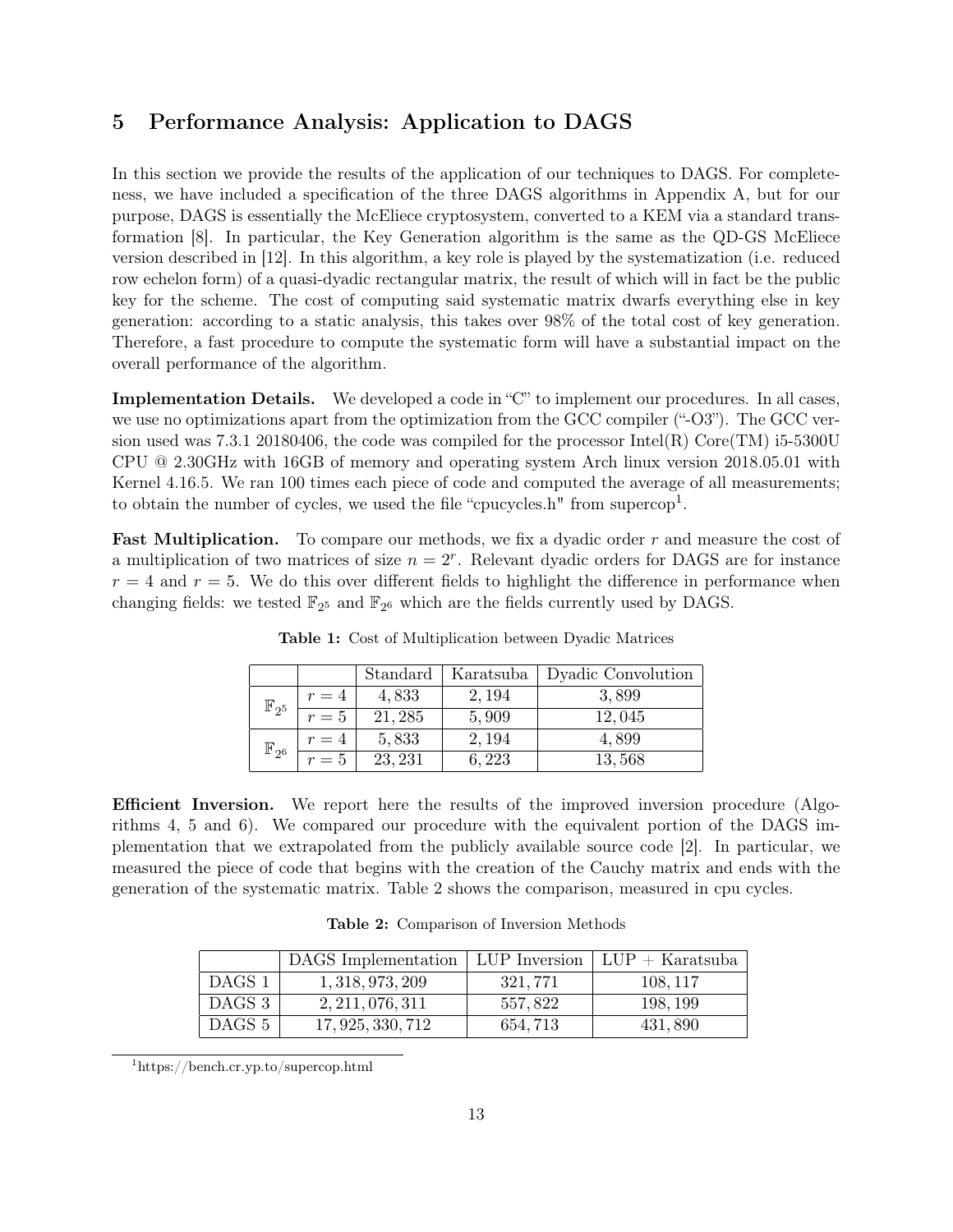## 5 Performance Analysis: Application to DAGS

In this section we provide the results of the application of our techniques to DAGS. For completeness, we have included a specification of the three DAGS algorithms in Appendix A, but for our purpose, DAGS is essentially the McEliece cryptosystem, converted to a KEM via a standard transformation [8]. In particular, the Key Generation algorithm is the same as the QD-GS McEliece version described in [12]. In this algorithm, a key role is played by the systematization (i.e. reduced row echelon form) of a quasi-dyadic rectangular matrix, the result of which will in fact be the public key for the scheme. The cost of computing said systematic matrix dwarfs everything else in key generation: according to a static analysis, this takes over 98% of the total cost of key generation. Therefore, a fast procedure to compute the systematic form will have a substantial impact on the overall performance of the algorithm.

**Implementation Details.** We developed a code in "C" to implement our procedures. In all cases, we use no optimizations apart from the optimization from the GCC compiler ("-O3"). The GCC version used was 7.3.1 20180406, the code was compiled for the processor Intel(R) Core(TM) i5-5300U CPU @ 2.30GHz with 16GB of memory and operating system Arch linux version 2018.05.01 with Kernel 4.16.5. We ran 100 times each piece of code and computed the average of all measurements; to obtain the number of cycles, we used the file "cpucycles.h" from supercop[1].

**Fast Multiplication.** To compare our methods, we fix a dyadic order $r$ and measure the cost of a multiplication of two matrices of size $n = 2^r$. Relevant dyadic orders for DAGS are for instance $r = 4$ and $r = 5$. We do this over different fields to highlight the difference in performance when changing fields: we tested $\mathbb{F}_{2^5}$ and $\mathbb{F}_{2^6}$ which are the fields currently used by DAGS.

**Table 1:** Cost of Multiplication between Dyadic Matrices

| | | Standard | Karatsuba | Dyadic Convolution |
|---|---|---|---|---|
| $\mathbb{F}_{2^5}$ | $r = 4$ | 4,833 | 2,194 | 3,899 |
| | $r = 5$ | 21,285 | 5,909 | 12,045 |
| $\mathbb{F}_{2^6}$ | $r = 4$ | 5,833 | 2,194 | 4,899 |
| | $r = 5$ | 23,231 | 6,223 | 13,568 |

**Efficient Inversion.** We report here the results of the improved inversion procedure (Algorithms 4, 5 and 6). We compared our procedure with the equivalent portion of the DAGS implementation that we extrapolated from the publicly available source code [2]. In particular, we measured the piece of code that begins with the creation of the Cauchy matrix and ends with the generation of the systematic matrix. Table 2 shows the comparison, measured in cpu cycles.

**Table 2:** Comparison of Inversion Methods

| | DAGS Implementation | LUP Inversion | LUP + Karatsuba |
|---|---|---|---|
| DAGS 1 | 1,318,973,209 | 321,771 | 108,117 |
| DAGS 3 | 2,211,076,311 | 557,822 | 198,199 |
| DAGS 5 | 17,925,330,712 | 654,713 | 431,890 |

[1] https://bench.cr.yp.to/supercop.html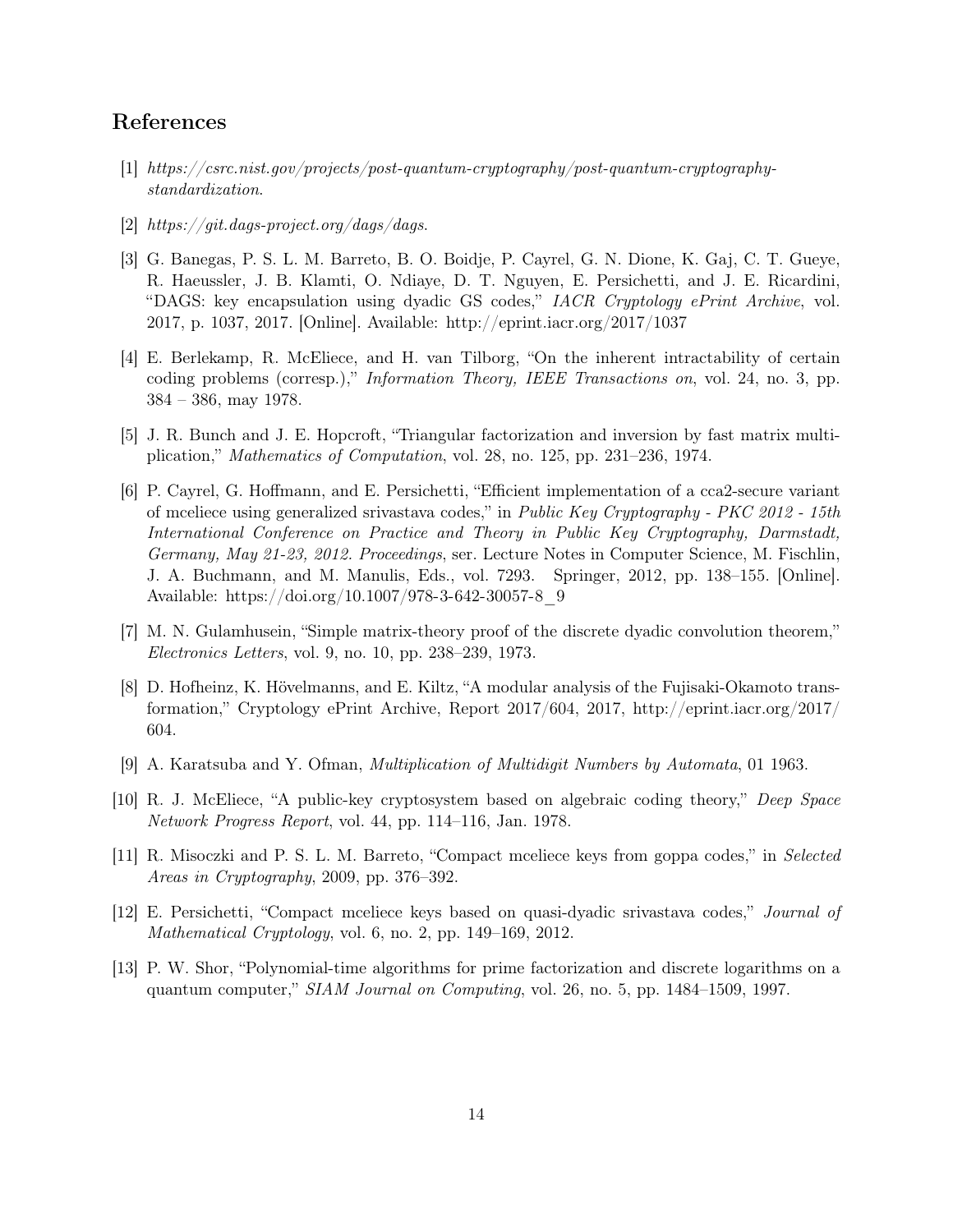## References

[1] *https://csrc.nist.gov/projects/post-quantum-cryptography/post-quantum-cryptography-standardization.*

[2] *https://git.dags-project.org/dags/dags.*

[3] G. Banegas, P. S. L. M. Barreto, B. O. Boidje, P. Cayrel, G. N. Dione, K. Gaj, C. T. Gueye, R. Haeussler, J. B. Klamti, O. Ndiaye, D. T. Nguyen, E. Persichetti, and J. E. Ricardini, "DAGS: key encapsulation using dyadic GS codes," *IACR Cryptology ePrint Archive*, vol. 2017, p. 1037, 2017. [Online]. Available: http://eprint.iacr.org/2017/1037

[4] E. Berlekamp, R. McEliece, and H. van Tilborg, "On the inherent intractability of certain coding problems (corresp.)," *Information Theory, IEEE Transactions on*, vol. 24, no. 3, pp. 384 – 386, may 1978.

[5] J. R. Bunch and J. E. Hopcroft, "Triangular factorization and inversion by fast matrix multiplication," *Mathematics of Computation*, vol. 28, no. 125, pp. 231–236, 1974.

[6] P. Cayrel, G. Hoffmann, and E. Persichetti, "Efficient implementation of a cca2-secure variant of mceliece using generalized srivastava codes," in *Public Key Cryptography - PKC 2012 - 15th International Conference on Practice and Theory in Public Key Cryptography, Darmstadt, Germany, May 21-23, 2012. Proceedings*, ser. Lecture Notes in Computer Science, M. Fischlin, J. A. Buchmann, and M. Manulis, Eds., vol. 7293. Springer, 2012, pp. 138–155. [Online]. Available: https://doi.org/10.1007/978-3-642-30057-8_9

[7] M. N. Gulamhusein, "Simple matrix-theory proof of the discrete dyadic convolution theorem," *Electronics Letters*, vol. 9, no. 10, pp. 238–239, 1973.

[8] D. Hofheinz, K. Hövelmanns, and E. Kiltz, "A modular analysis of the Fujisaki-Okamoto transformation," Cryptology ePrint Archive, Report 2017/604, 2017, http://eprint.iacr.org/2017/604.

[9] A. Karatsuba and Y. Ofman, *Multiplication of Multidigit Numbers by Automata*, 01 1963.

[10] R. J. McEliece, "A public-key cryptosystem based on algebraic coding theory," *Deep Space Network Progress Report*, vol. 44, pp. 114–116, Jan. 1978.

[11] R. Misoczki and P. S. L. M. Barreto, "Compact mceliece keys from goppa codes," in *Selected Areas in Cryptography*, 2009, pp. 376–392.

[12] E. Persichetti, "Compact mceliece keys based on quasi-dyadic srivastava codes," *Journal of Mathematical Cryptology*, vol. 6, no. 2, pp. 149–169, 2012.

[13] P. W. Shor, "Polynomial-time algorithms for prime factorization and discrete logarithms on a quantum computer," *SIAM Journal on Computing*, vol. 26, no. 5, pp. 1484–1509, 1997.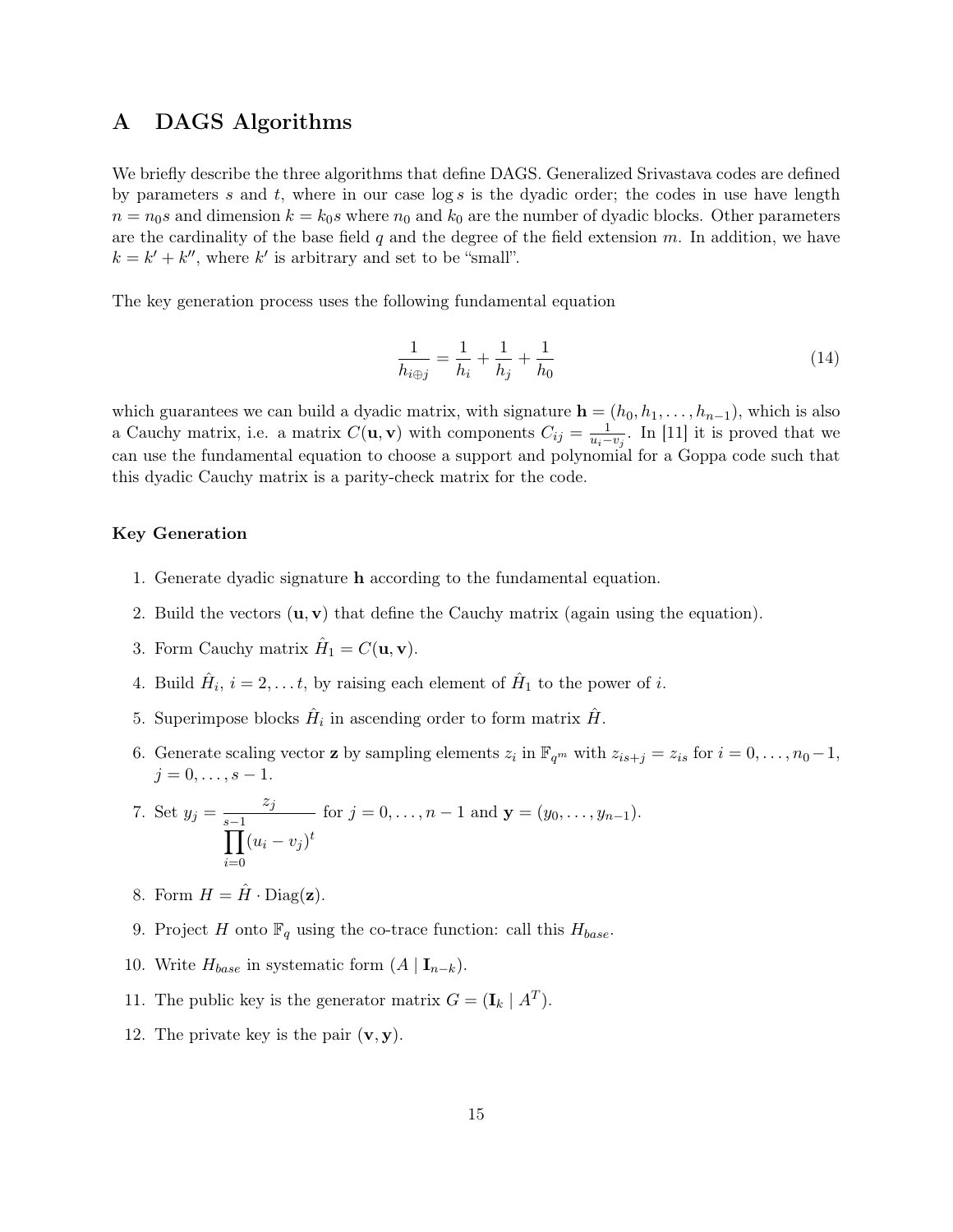# A DAGS Algorithms

We briefly describe the three algorithms that define DAGS. Generalized Srivastava codes are defined by parameters $s$ and $t$, where in our case $\log s$ is the dyadic order; the codes in use have length $n = n_0 s$ and dimension $k = k_0 s$ where $n_0$ and $k_0$ are the number of dyadic blocks. Other parameters are the cardinality of the base field $q$ and the degree of the field extension $m$. In addition, we have $k = k' + k''$, where $k'$ is arbitrary and set to be "small".

The key generation process uses the following fundamental equation

$$\frac{1}{h_{i \oplus j}} = \frac{1}{h_i} + \frac{1}{h_j} + \frac{1}{h_0} \tag{14}$$

which guarantees we can build a dyadic matrix, with signature $\mathbf{h} = (h_0, h_1, \ldots, h_{n-1})$, which is also a Cauchy matrix, i.e. a matrix $C(\mathbf{u}, \mathbf{v})$ with components $C_{ij} = \frac{1}{u_i - v_j}$. In [11] it is proved that we can use the fundamental equation to choose a support and polynomial for a Goppa code such that this dyadic Cauchy matrix is a parity-check matrix for the code.

### Key Generation

1. Generate dyadic signature $\mathbf{h}$ according to the fundamental equation.
2. Build the vectors $(\mathbf{u}, \mathbf{v})$ that define the Cauchy matrix (again using the equation).
3. Form Cauchy matrix $\hat{H}_1 = C(\mathbf{u}, \mathbf{v})$.
4. Build $\hat{H}_i$, $i = 2, \ldots t$, by raising each element of $\hat{H}_1$ to the power of $i$.
5. Superimpose blocks $\hat{H}_i$ in ascending order to form matrix $\hat{H}$.
6. Generate scaling vector $\mathbf{z}$ by sampling elements $z_i$ in $\mathbb{F}_{q^m}$ with $z_{is+j} = z_{is}$ for $i = 0, \ldots, n_0 - 1$, $j = 0, \ldots, s-1$.
7. Set $y_j = \dfrac{z_j}{\prod_{i=0}^{s-1} (u_i - v_j)^t}$ for $j = 0, \ldots, n-1$ and $\mathbf{y} = (y_0, \ldots, y_{n-1})$.
8. Form $H = \hat{H} \cdot \mathrm{Diag}(\mathbf{z})$.
9. Project $H$ onto $\mathbb{F}_q$ using the co-trace function: call this $H_{base}$.
10. Write $H_{base}$ in systematic form $(A \mid \mathbf{I}_{n-k})$.
11. The public key is the generator matrix $G = (\mathbf{I}_k \mid A^T)$.
12. The private key is the pair $(\mathbf{v}, \mathbf{y})$.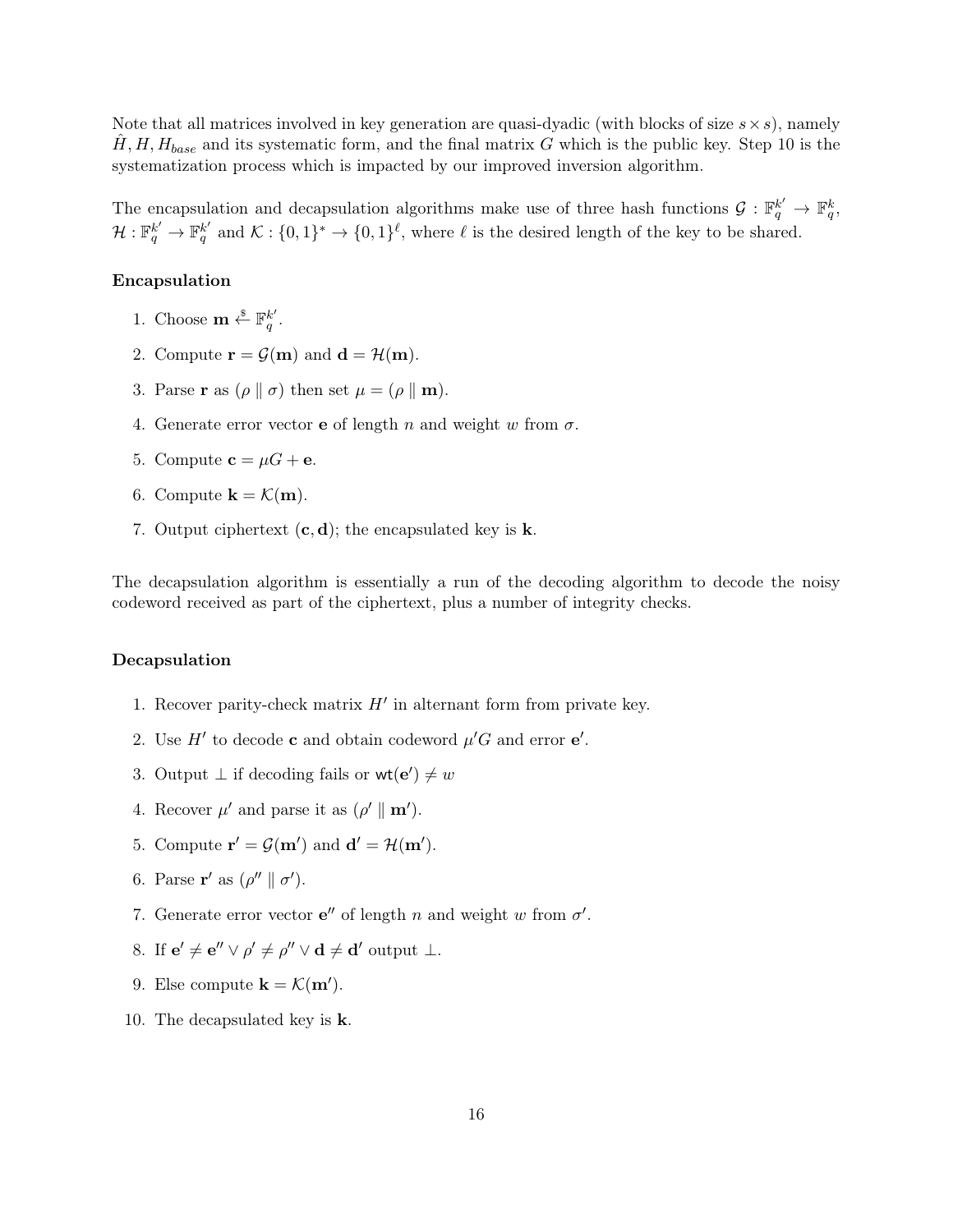Note that all matrices involved in key generation are quasi-dyadic (with blocks of size $s \times s$), namely $\hat{H}, H, H_{base}$ and its systematic form, and the final matrix $G$ which is the public key. Step 10 is the systematization process which is impacted by our improved inversion algorithm.

The encapsulation and decapsulation algorithms make use of three hash functions $\mathcal{G} : \mathbb{F}_q^{k'} \to \mathbb{F}_q^k$, $\mathcal{H} : \mathbb{F}_q^{k'} \to \mathbb{F}_q^{k'}$ and $\mathcal{K} : \{0,1\}^* \to \{0,1\}^\ell$, where $\ell$ is the desired length of the key to be shared.

**Encapsulation**

1. Choose $\mathbf{m} \xleftarrow{\$} \mathbb{F}_q^{k'}$.
2. Compute $\mathbf{r} = \mathcal{G}(\mathbf{m})$ and $\mathbf{d} = \mathcal{H}(\mathbf{m})$.
3. Parse $\mathbf{r}$ as $(\rho \parallel \sigma)$ then set $\mu = (\rho \parallel \mathbf{m})$.
4. Generate error vector $\mathbf{e}$ of length $n$ and weight $w$ from $\sigma$.
5. Compute $\mathbf{c} = \mu G + \mathbf{e}$.
6. Compute $\mathbf{k} = \mathcal{K}(\mathbf{m})$.
7. Output ciphertext $(\mathbf{c}, \mathbf{d})$; the encapsulated key is $\mathbf{k}$.

The decapsulation algorithm is essentially a run of the decoding algorithm to decode the noisy codeword received as part of the ciphertext, plus a number of integrity checks.

**Decapsulation**

1. Recover parity-check matrix $H'$ in alternant form from private key.
2. Use $H'$ to decode $\mathbf{c}$ and obtain codeword $\mu' G$ and error $\mathbf{e}'$.
3. Output $\perp$ if decoding fails or $\mathsf{wt}(\mathbf{e}') \neq w$
4. Recover $\mu'$ and parse it as $(\rho' \parallel \mathbf{m}')$.
5. Compute $\mathbf{r}' = \mathcal{G}(\mathbf{m}')$ and $\mathbf{d}' = \mathcal{H}(\mathbf{m}')$.
6. Parse $\mathbf{r}'$ as $(\rho'' \parallel \sigma')$.
7. Generate error vector $\mathbf{e}''$ of length $n$ and weight $w$ from $\sigma'$.
8. If $\mathbf{e}' \neq \mathbf{e}'' \vee \rho' \neq \rho'' \vee \mathbf{d} \neq \mathbf{d}'$ output $\perp$.
9. Else compute $\mathbf{k} = \mathcal{K}(\mathbf{m}')$.
10. The decapsulated key is $\mathbf{k}$.